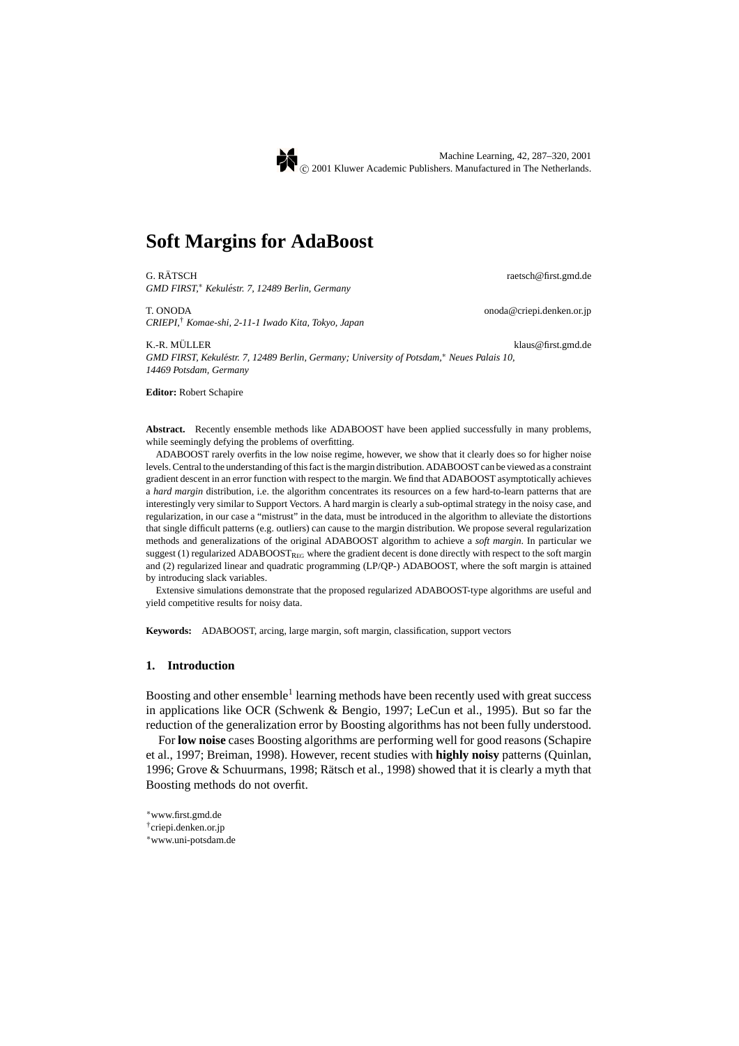# Soft Margins for AdaBoost

G. RÄTSCH raetsch@first.gmd.de
*GMD FIRST,[*] Kekuléstr. 7, 12489 Berlin, Germany*

T. ONODA onoda@criepi.denken.or.jp
*CRIEPI,[†] Komae-shi, 2-11-1 Iwado Kita, Tokyo, Japan*

K.-R. MÜLLER klaus@first.gmd.de
*GMD FIRST, Kekuléstr. 7, 12489 Berlin, Germany; University of Potsdam,[*] Neues Palais 10, 14469 Potsdam, Germany*

**Editor:** Robert Schapire

**Abstract.** Recently ensemble methods like ADABOOST have been applied successfully in many problems, while seemingly defying the problems of overfitting.

ADABOOST rarely overfits in the low noise regime, however, we show that it clearly does so for higher noise levels. Central to the understanding of this fact is the margin distribution. ADABOOST can be viewed as a constraint gradient descent in an error function with respect to the margin. We find that ADABOOST asymptotically achieves a *hard margin* distribution, i.e. the algorithm concentrates its resources on a few hard-to-learn patterns that are interestingly very similar to Support Vectors. A hard margin is clearly a sub-optimal strategy in the noisy case, and regularization, in our case a "mistrust" in the data, must be introduced in the algorithm to alleviate the distortions that single difficult patterns (e.g. outliers) can cause to the margin distribution. We propose several regularization methods and generalizations of the original ADABOOST algorithm to achieve a *soft margin*. In particular we suggest (1) regularized ADABOOST$_{\text{REG}}$ where the gradient decent is done directly with respect to the soft margin and (2) regularized linear and quadratic programming (LP/QP-) ADABOOST, where the soft margin is attained by introducing slack variables.

Extensive simulations demonstrate that the proposed regularized ADABOOST-type algorithms are useful and yield competitive results for noisy data.

**Keywords:** ADABOOST, arcing, large margin, soft margin, classification, support vectors

## 1. Introduction

Boosting and other ensemble[1] learning methods have been recently used with great success in applications like OCR (Schwenk & Bengio, 1997; LeCun et al., 1995). But so far the reduction of the generalization error by Boosting algorithms has not been fully understood.

For **low noise** cases Boosting algorithms are performing well for good reasons (Schapire et al., 1997; Breiman, 1998). However, recent studies with **highly noisy** patterns (Quinlan, 1996; Grove & Schuurmans, 1998; Rätsch et al., 1998) showed that it is clearly a myth that Boosting methods do not overfit.

[*]www.first.gmd.de
[†]criepi.denken.or.jp
[*]www.uni-potsdam.de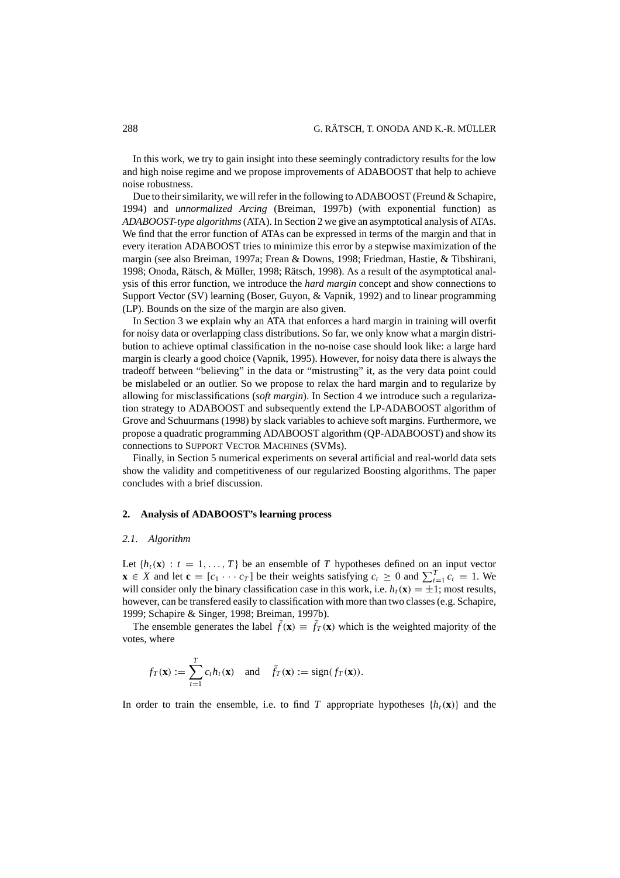In this work, we try to gain insight into these seemingly contradictory results for the low and high noise regime and we propose improvements of ADABOOST that help to achieve noise robustness.

Due to their similarity, we will refer in the following to ADABOOST (Freund & Schapire, 1994) and *unnormalized Arcing* (Breiman, 1997b) (with exponential function) as *ADABOOST-type algorithms* (ATA). In Section 2 we give an asymptotical analysis of ATAs. We find that the error function of ATAs can be expressed in terms of the margin and that in every iteration ADABOOST tries to minimize this error by a stepwise maximization of the margin (see also Breiman, 1997a; Frean & Downs, 1998; Friedman, Hastie, & Tibshirani, 1998; Onoda, Rätsch, & Müller, 1998; Rätsch, 1998). As a result of the asymptotical analysis of this error function, we introduce the *hard margin* concept and show connections to Support Vector (SV) learning (Boser, Guyon, & Vapnik, 1992) and to linear programming (LP). Bounds on the size of the margin are also given.

In Section 3 we explain why an ATA that enforces a hard margin in training will overfit for noisy data or overlapping class distributions. So far, we only know what a margin distribution to achieve optimal classification in the no-noise case should look like: a large hard margin is clearly a good choice (Vapnik, 1995). However, for noisy data there is always the tradeoff between "believing" in the data or "mistrusting" it, as the very data point could be mislabeled or an outlier. So we propose to relax the hard margin and to regularize by allowing for misclassifications (*soft margin*). In Section 4 we introduce such a regularization strategy to ADABOOST and subsequently extend the LP-ADABOOST algorithm of Grove and Schuurmans (1998) by slack variables to achieve soft margins. Furthermore, we propose a quadratic programming ADABOOST algorithm (QP-ADABOOST) and show its connections to SUPPORT VECTOR MACHINES (SVMs).

Finally, in Section 5 numerical experiments on several artificial and real-world data sets show the validity and competitiveness of our regularized Boosting algorithms. The paper concludes with a brief discussion.

## 2. Analysis of ADABOOST's learning process

### 2.1. Algorithm

Let $\{h_t(\mathbf{x}) : t = 1, \ldots, T\}$ be an ensemble of $T$ hypotheses defined on an input vector $\mathbf{x} \in X$ and let $\mathbf{c} = [c_1 \cdots c_T]$ be their weights satisfying $c_t \geq 0$ and $\sum_{t=1}^{T} c_t = 1$. We will consider only the binary classification case in this work, i.e. $h_t(\mathbf{x}) = \pm 1$; most results, however, can be transfered easily to classification with more than two classes (e.g. Schapire, 1999; Schapire & Singer, 1998; Breiman, 1997b).

The ensemble generates the label $\tilde{f}(\mathbf{x}) \equiv \tilde{f}_T(\mathbf{x})$ which is the weighted majority of the votes, where

$$f_T(\mathbf{x}) := \sum_{t=1}^{T} c_t h_t(\mathbf{x}) \quad \text{and} \quad \tilde{f}_T(\mathbf{x}) := \text{sign}(f_T(\mathbf{x})).$$

In order to train the ensemble, i.e. to find $T$ appropriate hypotheses $\{h_t(\mathbf{x})\}$ and the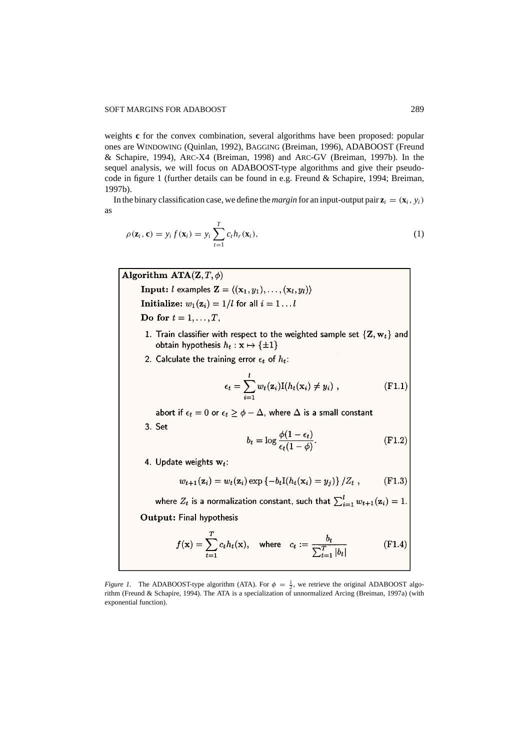weights $\mathbf{c}$ for the convex combination, several algorithms have been proposed: popular ones are WINDOWING (Quinlan, 1992), BAGGING (Breiman, 1996), ADABOOST (Freund & Schapire, 1994), ARC-X4 (Breiman, 1998) and ARC-GV (Breiman, 1997b). In the sequel analysis, we will focus on ADABOOST-type algorithms and give their pseudo-code in figure 1 (further details can be found in e.g. Freund & Schapire, 1994; Breiman, 1997b).

In the binary classification case, we define the *margin* for an input-output pair $\mathbf{z}_i = (\mathbf{x}_i, y_i)$ as

$$\rho(\mathbf{z}_i, \mathbf{c}) = y_i f(\mathbf{x}_i) = y_i \sum_{t=1}^{T} c_t h_r(\mathbf{x}_i), \tag{1}$$

**Algorithm ATA$(\mathbf{Z}, T, \phi)$**

**Input:** $l$ examples $\mathbf{Z} = \langle(\mathbf{x}_1, y_1), \ldots, (\mathbf{x}_l, y_l)\rangle$

**Initialize:** $w_1(\mathbf{z}_i) = 1/l$ for all $i = 1 \ldots l$

**Do for** $t = 1, \ldots, T$,

1. Train classifier with respect to the weighted sample set $\{\mathbf{Z}, \mathbf{w}_t\}$ and obtain hypothesis $h_t : \mathbf{x} \mapsto \{\pm 1\}$
2. Calculate the training error $\epsilon_t$ of $h_t$:

$$\epsilon_t = \sum_{i=1}^{l} w_t(\mathbf{z}_i) \mathrm{I}(h_t(\mathbf{x}_i) \neq y_i) \ , \tag{F1.1}$$

   abort if $\epsilon_t = 0$ or $\epsilon_t \geq \phi - \Delta$, where $\Delta$ is a small constant

3. Set

$$b_t = \log \frac{\phi(1-\epsilon_t)}{\epsilon_t(1-\phi)}. \tag{F1.2}$$

4. Update weights $\mathbf{w}_t$:

$$w_{t+1}(\mathbf{z}_i) = w_t(\mathbf{z}_i) \exp\{-b_t \mathrm{I}(h_t(\mathbf{x}_i) = y_j)\} / Z_t \ , \tag{F1.3}$$

   where $Z_t$ is a normalization constant, such that $\sum_{i=1}^{l} w_{t+1}(\mathbf{z}_i) = 1$.

**Output:** Final hypothesis

$$f(\mathbf{x}) = \sum_{t=1}^{T} c_t h_t(\mathbf{x}), \quad \text{where} \quad c_t := \frac{b_t}{\sum_{t=1}^{T} |b_t|} \tag{F1.4}$$

*Figure 1*. The ADABOOST-type algorithm (ATA). For $\phi = \frac{1}{2}$, we retrieve the original ADABOOST algorithm (Freund & Schapire, 1994). The ATA is a specialization of unnormalized Arcing (Breiman, 1997a) (with exponential function).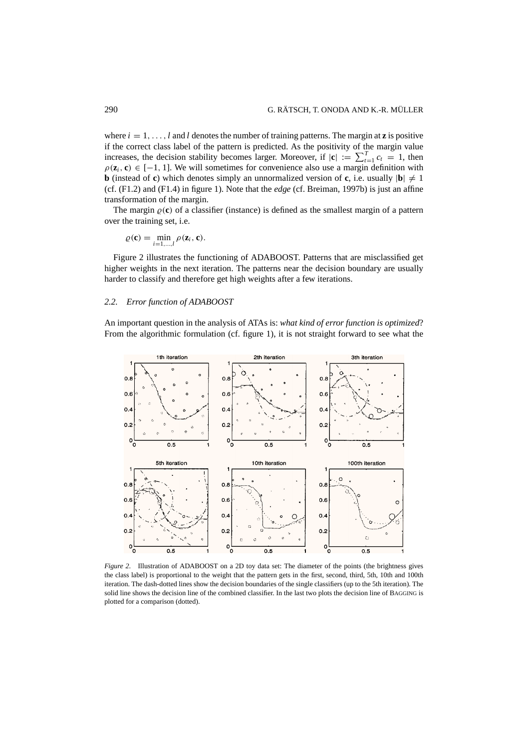where $i = 1, \ldots, l$ and $l$ denotes the number of training patterns. The margin at $\mathbf{z}$ is positive if the correct class label of the pattern is predicted. As the positivity of the margin value increases, the decision stability becomes larger. Moreover, if $|\mathbf{c}| := \sum_{t=1}^{T} c_t = 1$, then $\rho(\mathbf{z}_i, \mathbf{c}) \in [-1, 1]$. We will sometimes for convenience also use a margin definition with $\mathbf{b}$ (instead of $\mathbf{c}$) which denotes simply an unnormalized version of $\mathbf{c}$, i.e. usually $|\mathbf{b}| \neq 1$ (cf. (F1.2) and (F1.4) in figure 1). Note that the *edge* (cf. Breiman, 1997b) is just an affine transformation of the margin.

The margin $\varrho(\mathbf{c})$ of a classifier (instance) is defined as the smallest margin of a pattern over the training set, i.e.

$$\varrho(\mathbf{c}) = \min_{i=1,\ldots,l} \rho(\mathbf{z}_i, \mathbf{c}).$$

Figure 2 illustrates the functioning of ADABOOST. Patterns that are misclassified get higher weights in the next iteration. The patterns near the decision boundary are usually harder to classify and therefore get high weights after a few iterations.

### 2.2. Error function of ADABOOST

An important question in the analysis of ATAs is: *what kind of error function is optimized*? From the algorithmic formulation (cf. figure 1), it is not straight forward to see what the

*Figure 2*. Illustration of ADABOOST on a 2D toy data set: The diameter of the points (the brightness gives the class label) is proportional to the weight that the pattern gets in the first, second, third, 5th, 10th and 100th iteration. The dash-dotted lines show the decision boundaries of the single classifiers (up to the 5th iteration). The solid line shows the decision line of the combined classifier. In the last two plots the decision line of BAGGING is plotted for a comparison (dotted).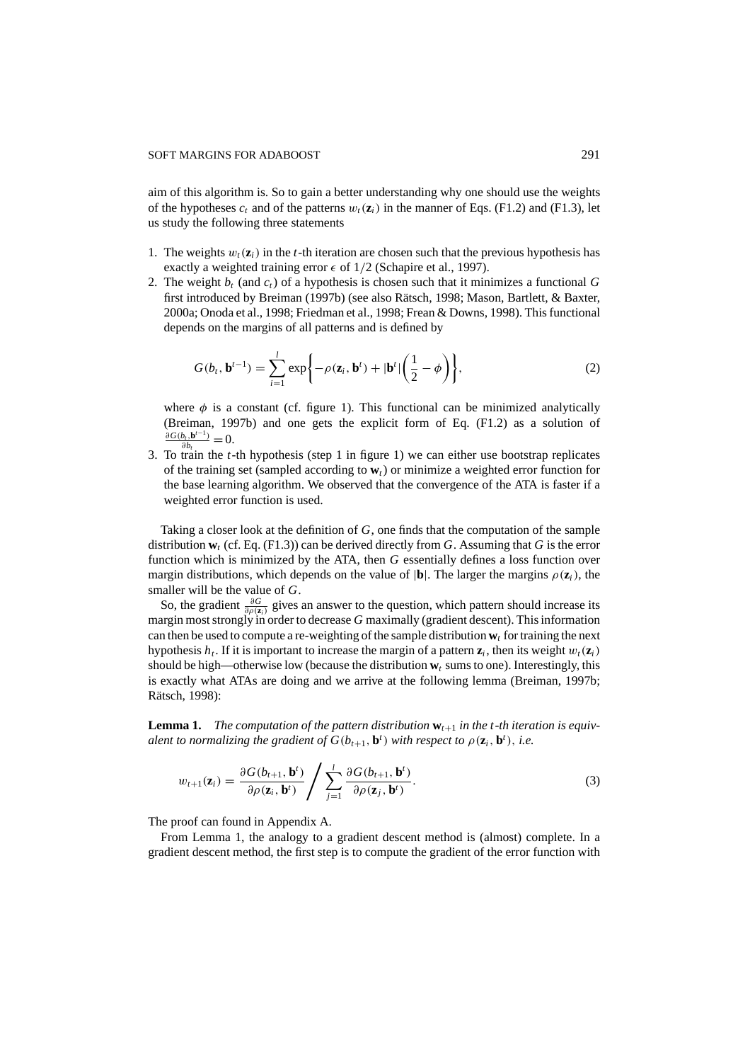aim of this algorithm is. So to gain a better understanding why one should use the weights of the hypotheses $c_t$ and of the patterns $w_t(\mathbf{z}_i)$ in the manner of Eqs. (F1.2) and (F1.3), let us study the following three statements

1. The weights $w_t(\mathbf{z}_i)$ in the $t$-th iteration are chosen such that the previous hypothesis has exactly a weighted training error $\epsilon$ of $1/2$ (Schapire et al., 1997).
2. The weight $b_t$ (and $c_t$) of a hypothesis is chosen such that it minimizes a functional $G$ first introduced by Breiman (1997b) (see also Rätsch, 1998; Mason, Bartlett, & Baxter, 2000a; Onoda et al., 1998; Friedman et al., 1998; Frean & Downs, 1998). This functional depends on the margins of all patterns and is defined by

$$G(b_t, \mathbf{b}^{t-1}) = \sum_{i=1}^{l} \exp\left\{-\rho(\mathbf{z}_i, \mathbf{b}^t) + |\mathbf{b}^t|\left(\frac{1}{2} - \phi\right)\right\}, \tag{2}$$

   where $\phi$ is a constant (cf. figure 1). This functional can be minimized analytically (Breiman, 1997b) and one gets the explicit form of Eq. (F1.2) as a solution of $\frac{\partial G(b_t, \mathbf{b}^{t-1})}{\partial b_t} = 0$.
3. To train the $t$-th hypothesis (step 1 in figure 1) we can either use bootstrap replicates of the training set (sampled according to $\mathbf{w}_t$) or minimize a weighted error function for the base learning algorithm. We observed that the convergence of the ATA is faster if a weighted error function is used.

Taking a closer look at the definition of $G$, one finds that the computation of the sample distribution $\mathbf{w}_t$ (cf. Eq. (F1.3)) can be derived directly from $G$. Assuming that $G$ is the error function which is minimized by the ATA, then $G$ essentially defines a loss function over margin distributions, which depends on the value of $|\mathbf{b}|$. The larger the margins $\rho(\mathbf{z}_i)$, the smaller will be the value of $G$.

So, the gradient $\frac{\partial G}{\partial \rho(\mathbf{z}_i)}$ gives an answer to the question, which pattern should increase its margin most strongly in order to decrease $G$ maximally (gradient descent). This information can then be used to compute a re-weighting of the sample distribution $\mathbf{w}_t$ for training the next hypothesis $h_t$. If it is important to increase the margin of a pattern $\mathbf{z}_i$, then its weight $w_t(\mathbf{z}_i)$ should be high—otherwise low (because the distribution $\mathbf{w}_t$ sums to one). Interestingly, this is exactly what ATAs are doing and we arrive at the following lemma (Breiman, 1997b; Rätsch, 1998):

**Lemma 1.** *The computation of the pattern distribution $\mathbf{w}_{t+1}$ in the $t$-th iteration is equivalent to normalizing the gradient of $G(b_{t+1}, \mathbf{b}^t)$ with respect to $\rho(\mathbf{z}_i, \mathbf{b}^t)$, i.e.*

$$w_{t+1}(\mathbf{z}_i) = \frac{\partial G(b_{t+1}, \mathbf{b}^t)}{\partial \rho(\mathbf{z}_i, \mathbf{b}^t)} \Bigg/ \sum_{j=1}^{l} \frac{\partial G(b_{t+1}, \mathbf{b}^t)}{\partial \rho(\mathbf{z}_j, \mathbf{b}^t)}. \tag{3}$$

The proof can found in Appendix A.

From Lemma 1, the analogy to a gradient descent method is (almost) complete. In a gradient descent method, the first step is to compute the gradient of the error function with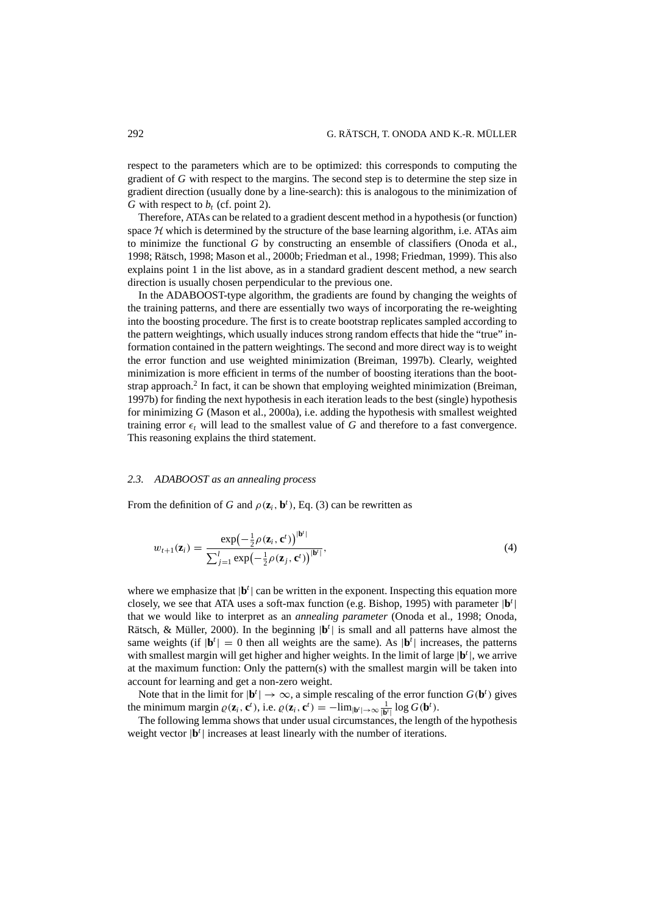respect to the parameters which are to be optimized: this corresponds to computing the gradient of $G$ with respect to the margins. The second step is to determine the step size in gradient direction (usually done by a line-search): this is analogous to the minimization of $G$ with respect to $b_t$ (cf. point 2).

Therefore, ATAs can be related to a gradient descent method in a hypothesis (or function) space $\mathcal{H}$ which is determined by the structure of the base learning algorithm, i.e. ATAs aim to minimize the functional $G$ by constructing an ensemble of classifiers (Onoda et al., 1998; Rätsch, 1998; Mason et al., 2000b; Friedman et al., 1998; Friedman, 1999). This also explains point 1 in the list above, as in a standard gradient descent method, a new search direction is usually chosen perpendicular to the previous one.

In the ADABOOST-type algorithm, the gradients are found by changing the weights of the training patterns, and there are essentially two ways of incorporating the re-weighting into the boosting procedure. The first is to create bootstrap replicates sampled according to the pattern weightings, which usually induces strong random effects that hide the "true" information contained in the pattern weightings. The second and more direct way is to weight the error function and use weighted minimization (Breiman, 1997b). Clearly, weighted minimization is more efficient in terms of the number of boosting iterations than the bootstrap approach.[2] In fact, it can be shown that employing weighted minimization (Breiman, 1997b) for finding the next hypothesis in each iteration leads to the best (single) hypothesis for minimizing $G$ (Mason et al., 2000a), i.e. adding the hypothesis with smallest weighted training error $\epsilon_t$ will lead to the smallest value of $G$ and therefore to a fast convergence. This reasoning explains the third statement.

### 2.3. *ADABOOST as an annealing process*

From the definition of $G$ and $\rho(\mathbf{z}_i, \mathbf{b}^t)$, Eq. (3) can be rewritten as

$$w_{t+1}(\mathbf{z}_i) = \frac{\exp\left(-\frac{1}{2}\rho(\mathbf{z}_i, \mathbf{c}^t)\right)^{|\mathbf{b}^t|}}{\sum_{j=1}^{l} \exp\left(-\frac{1}{2}\rho(\mathbf{z}_j, \mathbf{c}^t)\right)^{|\mathbf{b}^t|}}, \tag{4}$$

where we emphasize that $|\mathbf{b}^t|$ can be written in the exponent. Inspecting this equation more closely, we see that ATA uses a soft-max function (e.g. Bishop, 1995) with parameter $|\mathbf{b}^t|$ that we would like to interpret as an *annealing parameter* (Onoda et al., 1998; Onoda, Rätsch, & Müller, 2000). In the beginning $|\mathbf{b}^t|$ is small and all patterns have almost the same weights (if $|\mathbf{b}^t| = 0$ then all weights are the same). As $|\mathbf{b}^t|$ increases, the patterns with smallest margin will get higher and higher weights. In the limit of large $|\mathbf{b}^t|$, we arrive at the maximum function: Only the pattern(s) with the smallest margin will be taken into account for learning and get a non-zero weight.

Note that in the limit for $|\mathbf{b}^t| \to \infty$, a simple rescaling of the error function $G(\mathbf{b}^t)$ gives the minimum margin $\varrho(\mathbf{z}_i, \mathbf{c}^t)$, i.e. $\varrho(\mathbf{z}_i, \mathbf{c}^t) = -\lim_{|\mathbf{b}^t| \to \infty} \frac{1}{|\mathbf{b}^t|} \log G(\mathbf{b}^t)$.

The following lemma shows that under usual circumstances, the length of the hypothesis weight vector $|\mathbf{b}^t|$ increases at least linearly with the number of iterations.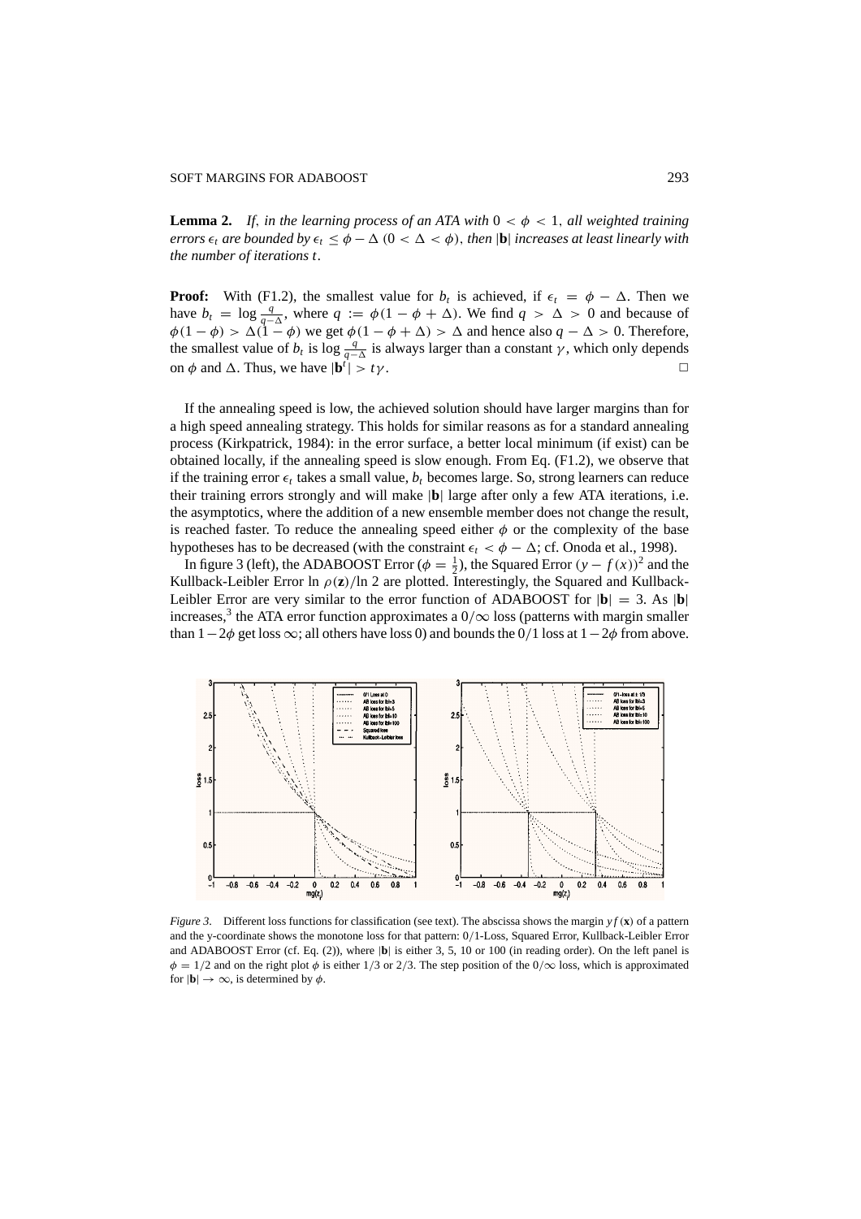**Lemma 2.** *If, in the learning process of an ATA with $0 < \phi < 1$, all weighted training errors $\epsilon_t$ are bounded by $\epsilon_t \leq \phi - \Delta$ $(0 < \Delta < \phi)$, then $|\mathbf{b}|$ increases at least linearly with the number of iterations $t$.*

**Proof:** With (F1.2), the smallest value for $b_t$ is achieved, if $\epsilon_t = \phi - \Delta$. Then we have $b_t = \log \frac{q}{q-\Delta}$, where $q := \phi(1 - \phi + \Delta)$. We find $q > \Delta > 0$ and because of $\phi(1 - \phi) > \Delta(1 - \phi)$ we get $\phi(1 - \phi + \Delta) > \Delta$ and hence also $q - \Delta > 0$. Therefore, the smallest value of $b_t$ is $\log \frac{q}{q-\Delta}$ is always larger than a constant $\gamma$, which only depends on $\phi$ and $\Delta$. Thus, we have $|\mathbf{b}^t| > t\gamma$. □

If the annealing speed is low, the achieved solution should have larger margins than for a high speed annealing strategy. This holds for similar reasons as for a standard annealing process (Kirkpatrick, 1984): in the error surface, a better local minimum (if exist) can be obtained locally, if the annealing speed is slow enough. From Eq. (F1.2), we observe that if the training error $\epsilon_t$ takes a small value, $b_t$ becomes large. So, strong learners can reduce their training errors strongly and will make $|\mathbf{b}|$ large after only a few ATA iterations, i.e. the asymptotics, where the addition of a new ensemble member does not change the result, is reached faster. To reduce the annealing speed either $\phi$ or the complexity of the base hypotheses has to be decreased (with the constraint $\epsilon_t < \phi - \Delta$; cf. Onoda et al., 1998).

In figure 3 (left), the ADABOOST Error ($\phi = \frac{1}{2}$), the Squared Error $(y - f(x))^2$ and the Kullback-Leibler Error $\ln \rho(\mathbf{z})/\ln 2$ are plotted. Interestingly, the Squared and Kullback-Leibler Error are very similar to the error function of ADABOOST for $|\mathbf{b}| = 3$. As $|\mathbf{b}|$ increases,[3] the ATA error function approximates a $0/\infty$ loss (patterns with margin smaller than $1 - 2\phi$ get loss $\infty$; all others have loss 0) and bounds the $0/1$ loss at $1 - 2\phi$ from above.

*Figure 3*. Different loss functions for classification (see text). The abscissa shows the margin $yf(\mathbf{x})$ of a pattern and the y-coordinate shows the monotone loss for that pattern: $0/1$-Loss, Squared Error, Kullback-Leibler Error and ADABOOST Error (cf. Eq. (2)), where $|\mathbf{b}|$ is either 3, 5, 10 or 100 (in reading order). On the left panel is $\phi = 1/2$ and on the right plot $\phi$ is either $1/3$ or $2/3$. The step position of the $0/\infty$ loss, which is approximated for $|\mathbf{b}| \to \infty$, is determined by $\phi$.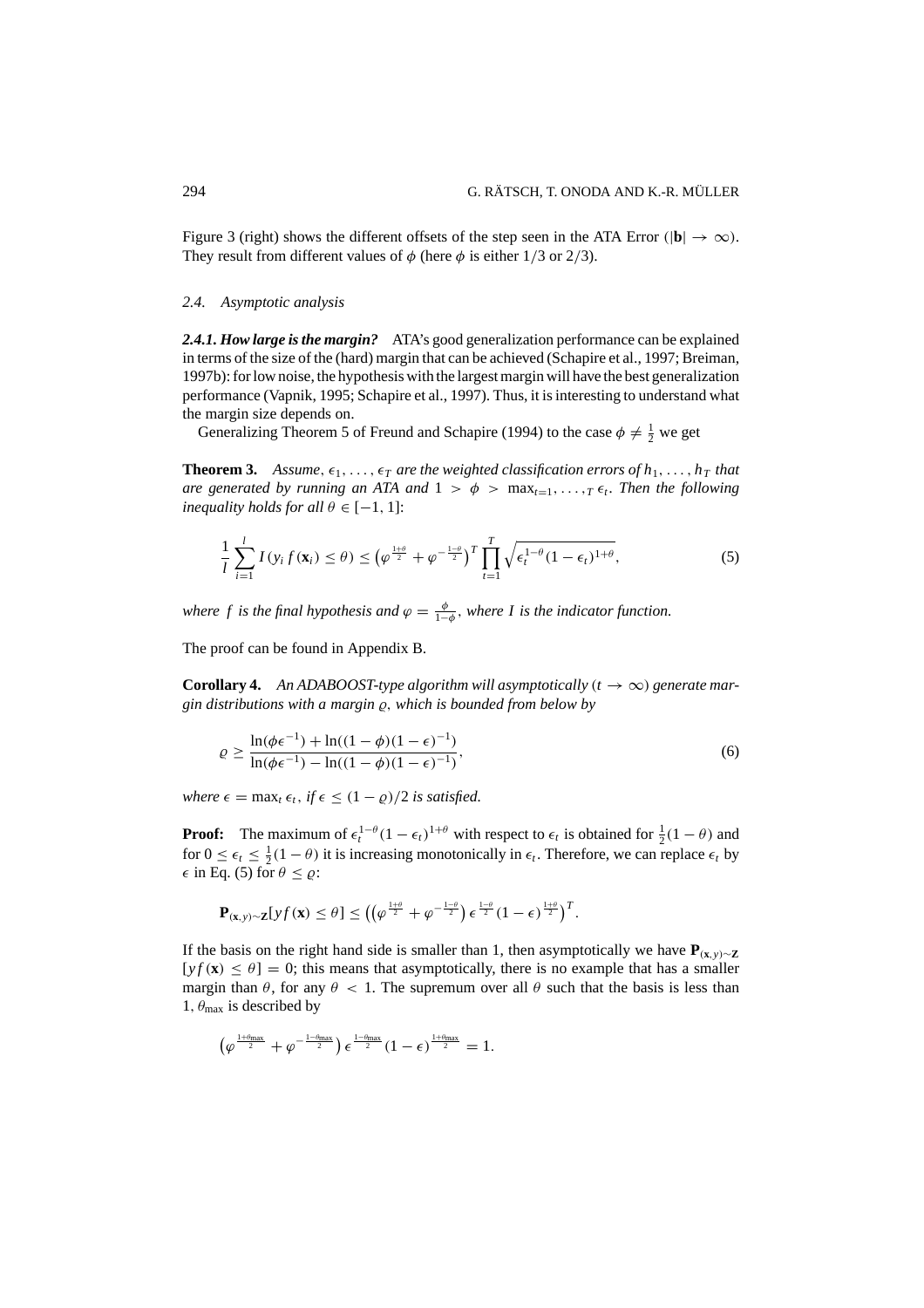Figure 3 (right) shows the different offsets of the step seen in the ATA Error ($|\mathbf{b}| \to \infty$). They result from different values of $\phi$ (here $\phi$ is either $1/3$ or $2/3$).

### *2.4. Asymptotic analysis*

***2.4.1. How large is the margin?*** ATA's good generalization performance can be explained in terms of the size of the (hard) margin that can be achieved (Schapire et al., 1997; Breiman, 1997b): for low noise, the hypothesis with the largest margin will have the best generalization performance (Vapnik, 1995; Schapire et al., 1997). Thus, it is interesting to understand what the margin size depends on.

Generalizing Theorem 5 of Freund and Schapire (1994) to the case $\phi \neq \frac{1}{2}$ we get

**Theorem 3.** *Assume, $\epsilon_1, \ldots, \epsilon_T$ are the weighted classification errors of $h_1, \ldots, h_T$ that are generated by running an ATA and $1 > \phi > \max_{t=1,\ldots,T} \epsilon_t$. Then the following inequality holds for all $\theta \in [-1, 1]$:*

$$\frac{1}{l} \sum_{i=1}^{l} I(y_i f(\mathbf{x}_i) \leq \theta) \leq \left(\varphi^{\frac{1+\theta}{2}} + \varphi^{-\frac{1-\theta}{2}}\right)^T \prod_{t=1}^{T} \sqrt{\epsilon_t^{1-\theta}(1-\epsilon_t)^{1+\theta}}, \tag{5}$$

*where $f$ is the final hypothesis and $\varphi = \frac{\phi}{1-\phi}$, where $I$ is the indicator function.*

The proof can be found in Appendix B.

**Corollary 4.** *An ADABOOST-type algorithm will asymptotically ($t \to \infty$) generate margin distributions with a margin $\varrho$, which is bounded from below by*

$$\varrho \geq \frac{\ln(\phi\epsilon^{-1}) + \ln((1-\phi)(1-\epsilon)^{-1})}{\ln(\phi\epsilon^{-1}) - \ln((1-\phi)(1-\epsilon)^{-1})}, \tag{6}$$

*where $\epsilon = \max_t \epsilon_t$, if $\epsilon \leq (1-\varrho)/2$ is satisfied.*

**Proof:** The maximum of $\epsilon_t^{1-\theta}(1-\epsilon_t)^{1+\theta}$ with respect to $\epsilon_t$ is obtained for $\frac{1}{2}(1-\theta)$ and for $0 \leq \epsilon_t \leq \frac{1}{2}(1-\theta)$ it is increasing monotonically in $\epsilon_t$. Therefore, we can replace $\epsilon_t$ by $\epsilon$ in Eq. (5) for $\theta \leq \varrho$:

$$\mathbf{P}_{(\mathbf{x},y)\sim\mathbf{Z}}[yf(\mathbf{x}) \leq \theta] \leq \left(\left(\varphi^{\frac{1+\theta}{2}} + \varphi^{-\frac{1-\theta}{2}}\right)\epsilon^{\frac{1-\theta}{2}}(1-\epsilon)^{\frac{1+\theta}{2}}\right)^T.$$

If the basis on the right hand side is smaller than 1, then asymptotically we have $\mathbf{P}_{(\mathbf{x},y)\sim\mathbf{Z}}$ $[yf(\mathbf{x}) \leq \theta] = 0$; this means that asymptotically, there is no example that has a smaller margin than $\theta$, for any $\theta < 1$. The supremum over all $\theta$ such that the basis is less than 1, $\theta_{\max}$ is described by

$$\left(\varphi^{\frac{1+\theta_{\max}}{2}} + \varphi^{-\frac{1-\theta_{\max}}{2}}\right)\epsilon^{\frac{1-\theta_{\max}}{2}}(1-\epsilon)^{\frac{1+\theta_{\max}}{2}} = 1.$$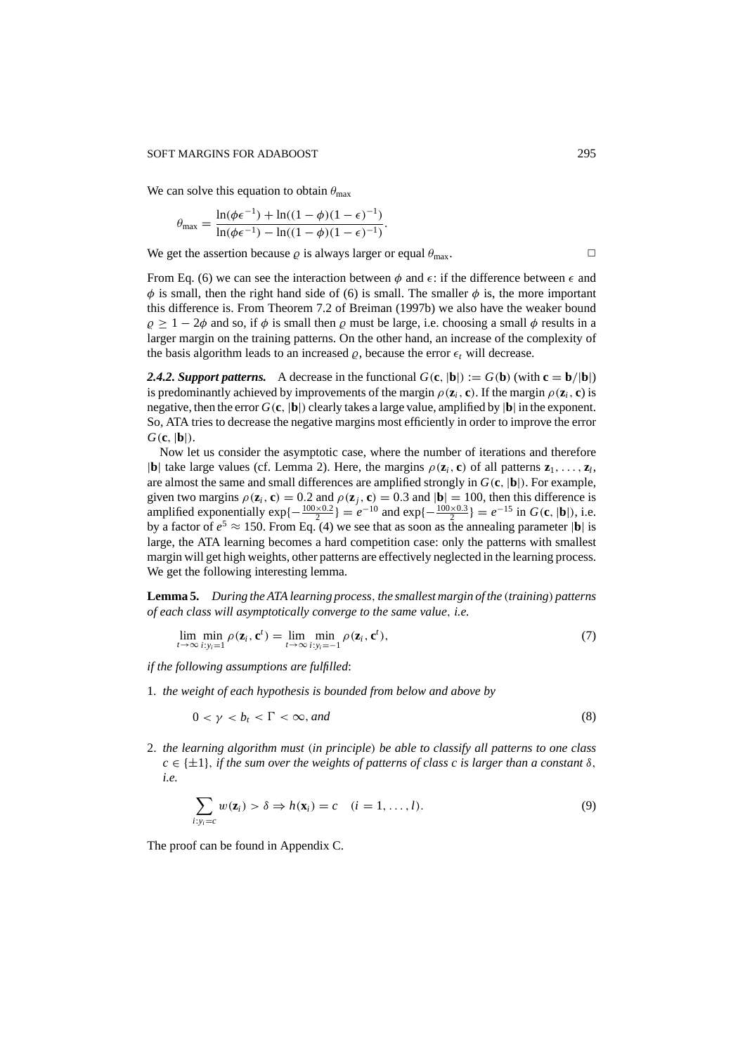We can solve this equation to obtain $\theta_{\max}$

$$\theta_{\max} = \frac{\ln(\phi\epsilon^{-1}) + \ln((1-\phi)(1-\epsilon)^{-1})}{\ln(\phi\epsilon^{-1}) - \ln((1-\phi)(1-\epsilon)^{-1})}.$$

We get the assertion because $\varrho$ is always larger or equal $\theta_{\max}$. □

From Eq. (6) we can see the interaction between $\phi$ and $\epsilon$: if the difference between $\epsilon$ and $\phi$ is small, then the right hand side of (6) is small. The smaller $\phi$ is, the more important this difference is. From Theorem 7.2 of Breiman (1997b) we also have the weaker bound $\varrho \geq 1 - 2\phi$ and so, if $\phi$ is small then $\varrho$ must be large, i.e. choosing a small $\phi$ results in a larger margin on the training patterns. On the other hand, an increase of the complexity of the basis algorithm leads to an increased $\varrho$, because the error $\epsilon_t$ will decrease.

***2.4.2. Support patterns.*** A decrease in the functional $G(\mathbf{c}, |\mathbf{b}|) := G(\mathbf{b})$ (with $\mathbf{c} = \mathbf{b}/|\mathbf{b}|$) is predominantly achieved by improvements of the margin $\rho(\mathbf{z}_i, \mathbf{c})$. If the margin $\rho(\mathbf{z}_i, \mathbf{c})$ is negative, then the error $G(\mathbf{c}, |\mathbf{b}|)$ clearly takes a large value, amplified by $|\mathbf{b}|$ in the exponent. So, ATA tries to decrease the negative margins most efficiently in order to improve the error $G(\mathbf{c}, |\mathbf{b}|)$.

Now let us consider the asymptotic case, where the number of iterations and therefore $|\mathbf{b}|$ take large values (cf. Lemma 2). Here, the margins $\rho(\mathbf{z}_i, \mathbf{c})$ of all patterns $\mathbf{z}_1, \ldots, \mathbf{z}_l$, are almost the same and small differences are amplified strongly in $G(\mathbf{c}, |\mathbf{b}|)$. For example, given two margins $\rho(\mathbf{z}_i, \mathbf{c}) = 0.2$ and $\rho(\mathbf{z}_j, \mathbf{c}) = 0.3$ and $|\mathbf{b}| = 100$, then this difference is amplified exponentially $\exp\{-\frac{100\times 0.2}{2}\} = e^{-10}$ and $\exp\{-\frac{100\times 0.3}{2}\} = e^{-15}$ in $G(\mathbf{c}, |\mathbf{b}|)$, i.e. by a factor of $e^5 \approx 150$. From Eq. (4) we see that as soon as the annealing parameter $|\mathbf{b}|$ is large, the ATA learning becomes a hard competition case: only the patterns with smallest margin will get high weights, other patterns are effectively neglected in the learning process. We get the following interesting lemma.

**Lemma 5.** *During the ATA learning process, the smallest margin of the (training) patterns of each class will asymptotically converge to the same value, i.e.*

$$\lim_{t\to\infty} \min_{i:y_i=1} \rho(\mathbf{z}_i, \mathbf{c}^t) = \lim_{t\to\infty} \min_{i:y_i=-1} \rho(\mathbf{z}_i, \mathbf{c}^t), \tag{7}$$

*if the following assumptions are fulfilled:*

1. *the weight of each hypothesis is bounded from below and above by*

$$0 < \gamma < b_t < \Gamma < \infty, \text{ and} \tag{8}$$

2. *the learning algorithm must (in principle) be able to classify all patterns to one class $c \in \{\pm 1\}$, if the sum over the weights of patterns of class $c$ is larger than a constant $\delta$, i.e.*

$$\sum_{i:y_i=c} w(\mathbf{z}_i) > \delta \Rightarrow h(\mathbf{x}_i) = c \quad (i = 1, \ldots, l). \tag{9}$$

The proof can be found in Appendix C.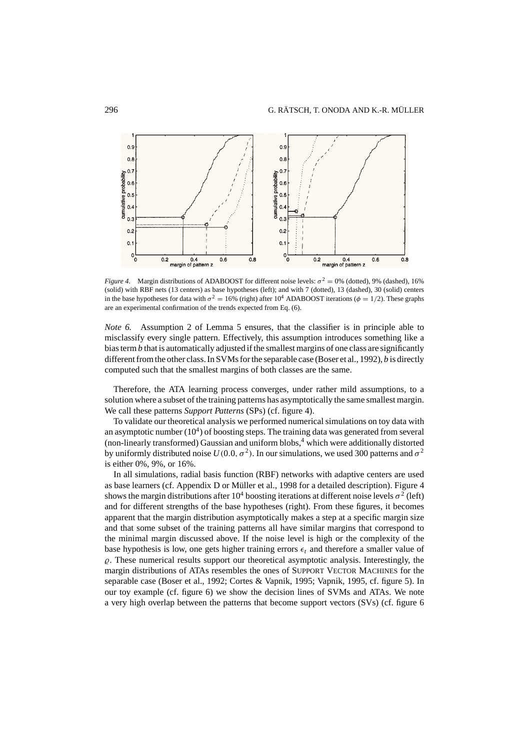*Figure 4.* Margin distributions of ADABOOST for different noise levels: $\sigma^2 = 0\%$ (dotted), 9% (dashed), 16% (solid) with RBF nets (13 centers) as base hypotheses (left); and with 7 (dotted), 13 (dashed), 30 (solid) centers in the base hypotheses for data with $\sigma^2 = 16\%$ (right) after $10^4$ ADABOOST iterations ($\phi = 1/2$). These graphs are an experimental confirmation of the trends expected from Eq. (6).

*Note 6.* Assumption 2 of Lemma 5 ensures, that the classifier is in principle able to misclassify every single pattern. Effectively, this assumption introduces something like a bias term $b$ that is automatically adjusted if the smallest margins of one class are significantly different from the other class. In SVMs for the separable case (Boser et al., 1992), $b$ is directly computed such that the smallest margins of both classes are the same.

Therefore, the ATA learning process converges, under rather mild assumptions, to a solution where a subset of the training patterns has asymptotically the same smallest margin. We call these patterns *Support Patterns* (SPs) (cf. figure 4).

To validate our theoretical analysis we performed numerical simulations on toy data with an asymptotic number ($10^4$) of boosting steps. The training data was generated from several (non-linearly transformed) Gaussian and uniform blobs,[4] which were additionally distorted by uniformly distributed noise $U(0.0, \sigma^2)$. In our simulations, we used 300 patterns and $\sigma^2$ is either 0%, 9%, or 16%.

In all simulations, radial basis function (RBF) networks with adaptive centers are used as base learners (cf. Appendix D or Müller et al., 1998 for a detailed description). Figure 4 shows the margin distributions after $10^4$ boosting iterations at different noise levels $\sigma^2$ (left) and for different strengths of the base hypotheses (right). From these figures, it becomes apparent that the margin distribution asymptotically makes a step at a specific margin size and that some subset of the training patterns all have similar margins that correspond to the minimal margin discussed above. If the noise level is high or the complexity of the base hypothesis is low, one gets higher training errors $\epsilon_t$ and therefore a smaller value of $\varrho$. These numerical results support our theoretical asymptotic analysis. Interestingly, the margin distributions of ATAs resembles the ones of SUPPORT VECTOR MACHINES for the separable case (Boser et al., 1992; Cortes & Vapnik, 1995; Vapnik, 1995, cf. figure 5). In our toy example (cf. figure 6) we show the decision lines of SVMs and ATAs. We note a very high overlap between the patterns that become support vectors (SVs) (cf. figure 6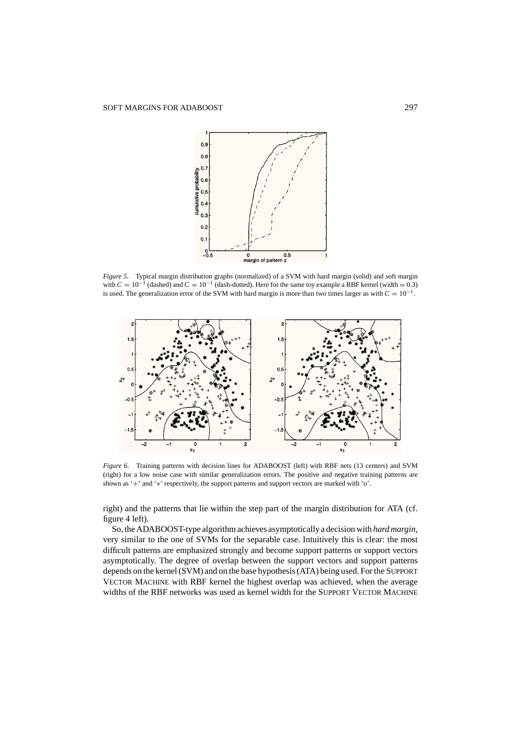*Figure 5*. Typical margin distribution graphs (normalized) of a SVM with hard margin (solid) and soft margin with $C = 10^{-3}$ (dashed) and $C = 10^{-1}$ (dash-dotted). Here for the same toy example a RBF kernel (width = 0.3) is used. The generalization error of the SVM with hard margin is more than two times larger as with $C = 10^{-1}$.

*Figure 6*. Training patterns with decision lines for ADABOOST (left) with RBF nets (13 centers) and SVM (right) for a low noise case with similar generalization errors. The positive and negative training patterns are shown as '+' and '∗' respectively, the support patterns and support vectors are marked with 'o'.

right) and the patterns that lie within the step part of the margin distribution for ATA (cf. figure 4 left).

So, the ADABOOST-type algorithm achieves asymptotically a decision with *hard margin*, very similar to the one of SVMs for the separable case. Intuitively this is clear: the most difficult patterns are emphasized strongly and become support patterns or support vectors asymptotically. The degree of overlap between the support vectors and support patterns depends on the kernel (SVM) and on the base hypothesis (ATA) being used. For the SUPPORT VECTOR MACHINE with RBF kernel the highest overlap was achieved, when the average widths of the RBF networks was used as kernel width for the SUPPORT VECTOR MACHINE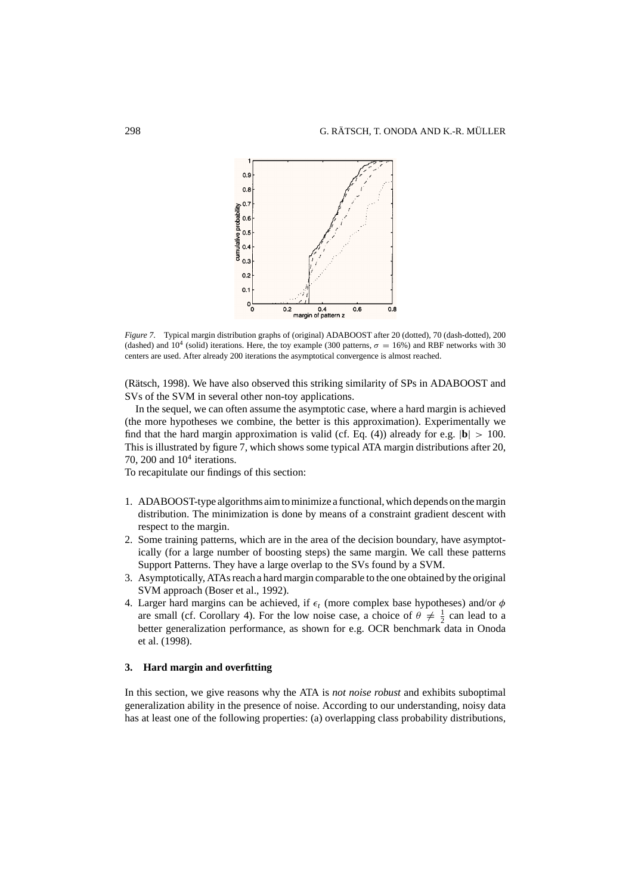*Figure 7*. Typical margin distribution graphs of (original) ADABOOST after 20 (dotted), 70 (dash-dotted), 200 (dashed) and $10^4$ (solid) iterations. Here, the toy example (300 patterns, $\sigma = 16\%$) and RBF networks with 30 centers are used. After already 200 iterations the asymptotical convergence is almost reached.

(Rätsch, 1998). We have also observed this striking similarity of SPs in ADABOOST and SVs of the SVM in several other non-toy applications.

In the sequel, we can often assume the asymptotic case, where a hard margin is achieved (the more hypotheses we combine, the better is this approximation). Experimentally we find that the hard margin approximation is valid (cf. Eq. (4)) already for e.g. $|\mathbf{b}| > 100$. This is illustrated by figure 7, which shows some typical ATA margin distributions after 20, 70, 200 and $10^4$ iterations.

To recapitulate our findings of this section:

1. ADABOOST-type algorithms aim to minimize a functional, which depends on the margin distribution. The minimization is done by means of a constraint gradient descent with respect to the margin.
2. Some training patterns, which are in the area of the decision boundary, have asymptotically (for a large number of boosting steps) the same margin. We call these patterns Support Patterns. They have a large overlap to the SVs found by a SVM.
3. Asymptotically, ATAs reach a hard margin comparable to the one obtained by the original SVM approach (Boser et al., 1992).
4. Larger hard margins can be achieved, if $\epsilon_t$ (more complex base hypotheses) and/or $\phi$ are small (cf. Corollary 4). For the low noise case, a choice of $\theta \neq \frac{1}{2}$ can lead to a better generalization performance, as shown for e.g. OCR benchmark data in Onoda et al. (1998).

## 3. Hard margin and overfitting

In this section, we give reasons why the ATA is *not noise robust* and exhibits suboptimal generalization ability in the presence of noise. According to our understanding, noisy data has at least one of the following properties: (a) overlapping class probability distributions,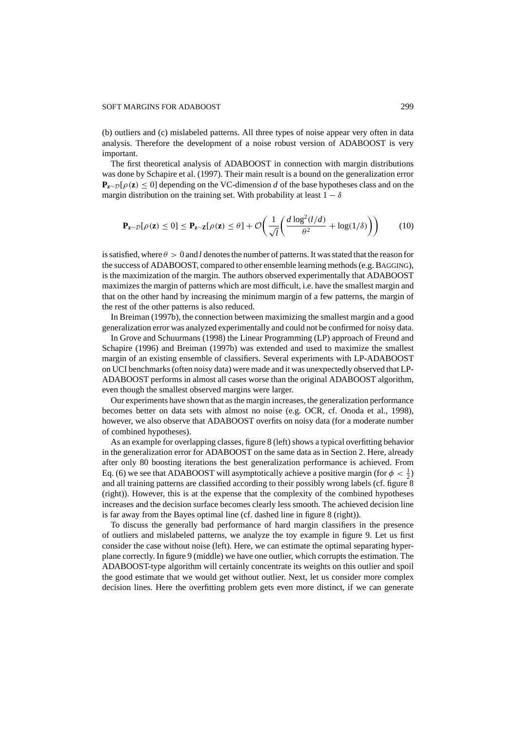(b) outliers and (c) mislabeled patterns. All three types of noise appear very often in data analysis. Therefore the development of a noise robust version of ADABOOST is very important.

The first theoretical analysis of ADABOOST in connection with margin distributions was done by Schapire et al. (1997). Their main result is a bound on the generalization error $\mathbf{P}_{\mathbf{z}\sim\mathcal{D}}[\rho(\mathbf{z}) \leq 0]$ depending on the VC-dimension $d$ of the base hypotheses class and on the margin distribution on the training set. With probability at least $1 - \delta$

$$\mathbf{P}_{\mathbf{z}\sim\mathcal{D}}[\rho(\mathbf{z}) \leq 0] \leq \mathbf{P}_{\mathbf{z}\sim\mathbf{Z}}[\rho(\mathbf{z}) \leq \theta] + \mathcal{O}\left(\frac{1}{\sqrt{l}}\left(\frac{d\log^2(l/d)}{\theta^2} + \log(1/\delta)\right)\right) \tag{10}$$

is satisfied, where $\theta > 0$ and $l$ denotes the number of patterns. It was stated that the reason for the success of ADABOOST, compared to other ensemble learning methods (e.g. BAGGING), is the maximization of the margin. The authors observed experimentally that ADABOOST maximizes the margin of patterns which are most difficult, i.e. have the smallest margin and that on the other hand by increasing the minimum margin of a few patterns, the margin of the rest of the other patterns is also reduced.

In Breiman (1997b), the connection between maximizing the smallest margin and a good generalization error was analyzed experimentally and could not be confirmed for noisy data.

In Grove and Schuurmans (1998) the Linear Programming (LP) approach of Freund and Schapire (1996) and Breiman (1997b) was extended and used to maximize the smallest margin of an existing ensemble of classifiers. Several experiments with LP-ADABOOST on UCI benchmarks (often noisy data) were made and it was unexpectedly observed that LP-ADABOOST performs in almost all cases worse than the original ADABOOST algorithm, even though the smallest observed margins were larger.

Our experiments have shown that as the margin increases, the generalization performance becomes better on data sets with almost no noise (e.g. OCR, cf. Onoda et al., 1998), however, we also observe that ADABOOST overfits on noisy data (for a moderate number of combined hypotheses).

As an example for overlapping classes, figure 8 (left) shows a typical overfitting behavior in the generalization error for ADABOOST on the same data as in Section 2. Here, already after only 80 boosting iterations the best generalization performance is achieved. From Eq. (6) we see that ADABOOST will asymptotically achieve a positive margin (for $\phi < \frac{1}{2}$) and all training patterns are classified according to their possibly wrong labels (cf. figure 8 (right)). However, this is at the expense that the complexity of the combined hypotheses increases and the decision surface becomes clearly less smooth. The achieved decision line is far away from the Bayes optimal line (cf. dashed line in figure 8 (right)).

To discuss the generally bad performance of hard margin classifiers in the presence of outliers and mislabeled patterns, we analyze the toy example in figure 9. Let us first consider the case without noise (left). Here, we can estimate the optimal separating hyperplane correctly. In figure 9 (middle) we have one outlier, which corrupts the estimation. The ADABOOST-type algorithm will certainly concentrate its weights on this outlier and spoil the good estimate that we would get without outlier. Next, let us consider more complex decision lines. Here the overfitting problem gets even more distinct, if we can generate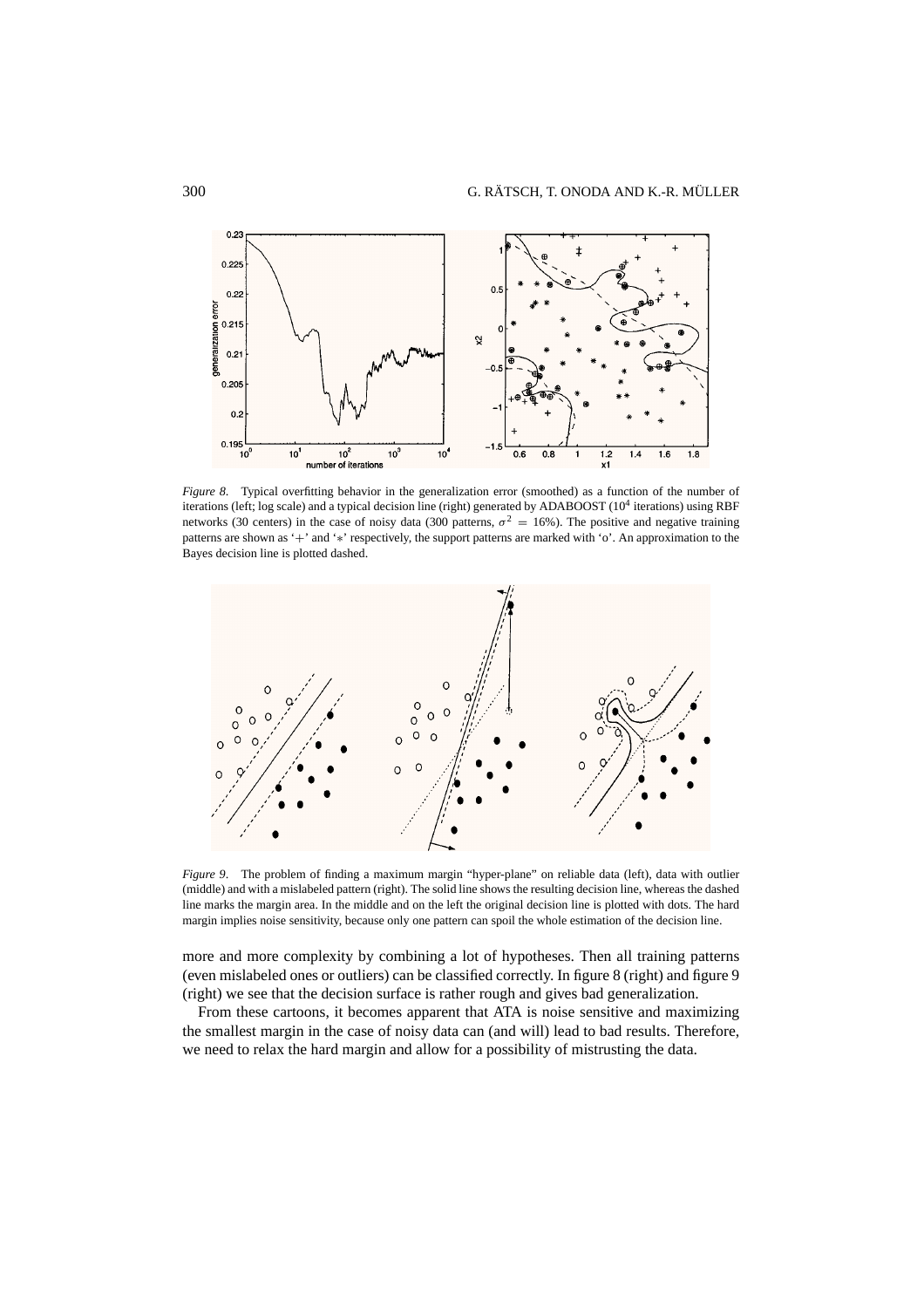*Figure 8*. Typical overfitting behavior in the generalization error (smoothed) as a function of the number of iterations (left; log scale) and a typical decision line (right) generated by ADABOOST ($10^4$ iterations) using RBF networks (30 centers) in the case of noisy data (300 patterns, $\sigma^2 = 16\%$). The positive and negative training patterns are shown as '+' and '$*$' respectively, the support patterns are marked with 'o'. An approximation to the Bayes decision line is plotted dashed.

*Figure 9*. The problem of finding a maximum margin "hyper-plane" on reliable data (left), data with outlier (middle) and with a mislabeled pattern (right). The solid line shows the resulting decision line, whereas the dashed line marks the margin area. In the middle and on the left the original decision line is plotted with dots. The hard margin implies noise sensitivity, because only one pattern can spoil the whole estimation of the decision line.

more and more complexity by combining a lot of hypotheses. Then all training patterns (even mislabeled ones or outliers) can be classified correctly. In figure 8 (right) and figure 9 (right) we see that the decision surface is rather rough and gives bad generalization.

From these cartoons, it becomes apparent that ATA is noise sensitive and maximizing the smallest margin in the case of noisy data can (and will) lead to bad results. Therefore, we need to relax the hard margin and allow for a possibility of mistrusting the data.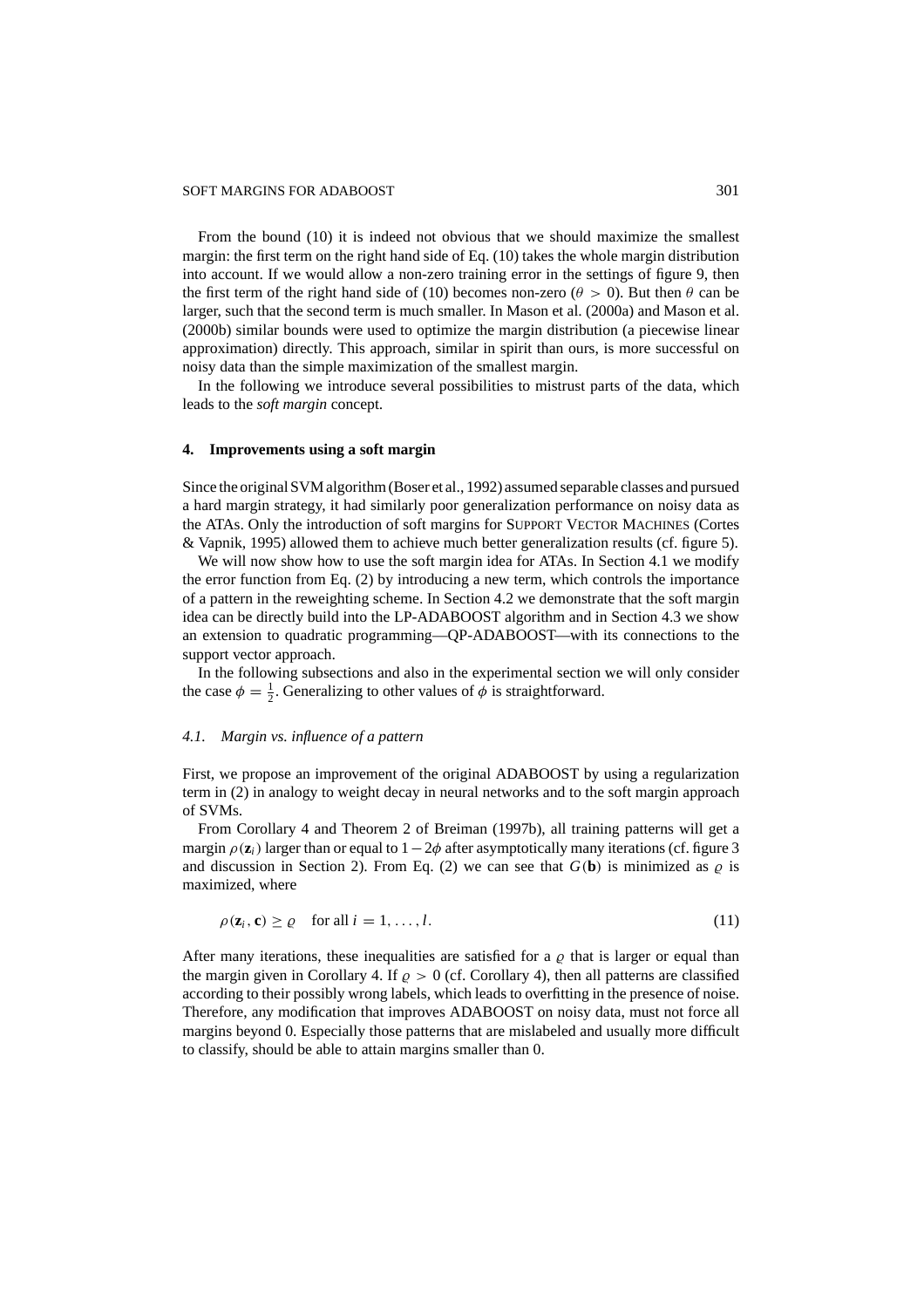From the bound (10) it is indeed not obvious that we should maximize the smallest margin: the first term on the right hand side of Eq. (10) takes the whole margin distribution into account. If we would allow a non-zero training error in the settings of figure 9, then the first term of the right hand side of (10) becomes non-zero ($\theta > 0$). But then $\theta$ can be larger, such that the second term is much smaller. In Mason et al. (2000a) and Mason et al. (2000b) similar bounds were used to optimize the margin distribution (a piecewise linear approximation) directly. This approach, similar in spirit than ours, is more successful on noisy data than the simple maximization of the smallest margin.

In the following we introduce several possibilities to mistrust parts of the data, which leads to the *soft margin* concept.

## 4. Improvements using a soft margin

Since the original SVM algorithm (Boser et al., 1992) assumed separable classes and pursued a hard margin strategy, it had similarly poor generalization performance on noisy data as the ATAs. Only the introduction of soft margins for SUPPORT VECTOR MACHINES (Cortes & Vapnik, 1995) allowed them to achieve much better generalization results (cf. figure 5).

We will now show how to use the soft margin idea for ATAs. In Section 4.1 we modify the error function from Eq. (2) by introducing a new term, which controls the importance of a pattern in the reweighting scheme. In Section 4.2 we demonstrate that the soft margin idea can be directly build into the LP-ADABOOST algorithm and in Section 4.3 we show an extension to quadratic programming—QP-ADABOOST—with its connections to the support vector approach.

In the following subsections and also in the experimental section we will only consider the case $\phi = \frac{1}{2}$. Generalizing to other values of $\phi$ is straightforward.

### *4.1. Margin vs. influence of a pattern*

First, we propose an improvement of the original ADABOOST by using a regularization term in (2) in analogy to weight decay in neural networks and to the soft margin approach of SVMs.

From Corollary 4 and Theorem 2 of Breiman (1997b), all training patterns will get a margin $\rho(\mathbf{z}_i)$ larger than or equal to $1 - 2\phi$ after asymptotically many iterations (cf. figure 3 and discussion in Section 2). From Eq. (2) we can see that $G(\mathbf{b})$ is minimized as $\varrho$ is maximized, where

$$\rho(\mathbf{z}_i, \mathbf{c}) \geq \varrho \quad \text{for all } i = 1, \ldots, l. \tag{11}$$

After many iterations, these inequalities are satisfied for a $\varrho$ that is larger or equal than the margin given in Corollary 4. If $\varrho > 0$ (cf. Corollary 4), then all patterns are classified according to their possibly wrong labels, which leads to overfitting in the presence of noise. Therefore, any modification that improves ADABOOST on noisy data, must not force all margins beyond 0. Especially those patterns that are mislabeled and usually more difficult to classify, should be able to attain margins smaller than 0.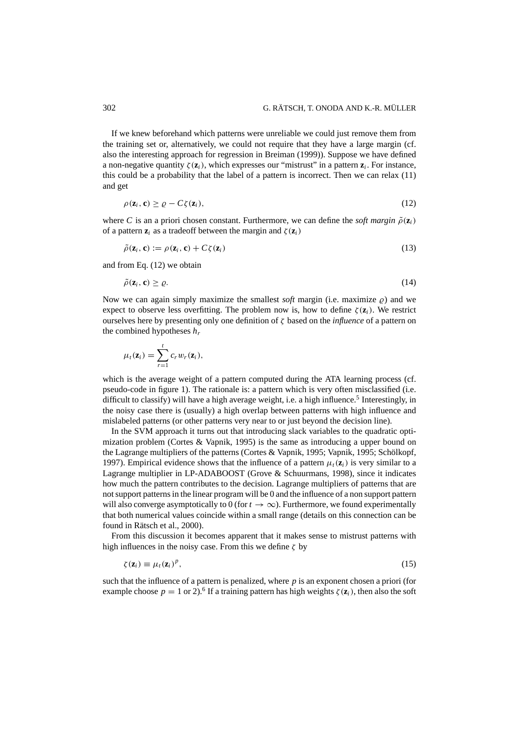If we knew beforehand which patterns were unreliable we could just remove them from the training set or, alternatively, we could not require that they have a large margin (cf. also the interesting approach for regression in Breiman (1999)). Suppose we have defined a non-negative quantity $\zeta(\mathbf{z}_i)$, which expresses our "mistrust" in a pattern $\mathbf{z}_i$. For instance, this could be a probability that the label of a pattern is incorrect. Then we can relax (11) and get

$$\rho(\mathbf{z}_i, \mathbf{c}) \geq \varrho - C\zeta(\mathbf{z}_i), \tag{12}$$

where $C$ is an a priori chosen constant. Furthermore, we can define the *soft margin* $\tilde{\rho}(\mathbf{z}_i)$ of a pattern $\mathbf{z}_i$ as a tradeoff between the margin and $\zeta(\mathbf{z}_i)$

$$\tilde{\rho}(\mathbf{z}_i, \mathbf{c}) := \rho(\mathbf{z}_i, \mathbf{c}) + C\zeta(\mathbf{z}_i) \tag{13}$$

and from Eq. (12) we obtain

$$\tilde{\rho}(\mathbf{z}_i, \mathbf{c}) \geq \varrho. \tag{14}$$

Now we can again simply maximize the smallest *soft* margin (i.e. maximize $\varrho$) and we expect to observe less overfitting. The problem now is, how to define $\zeta(\mathbf{z}_i)$. We restrict ourselves here by presenting only one definition of $\zeta$ based on the *influence* of a pattern on the combined hypotheses $h_r$

$$\mu_t(\mathbf{z}_i) = \sum_{r=1}^{t} c_r w_r(\mathbf{z}_i),$$

which is the average weight of a pattern computed during the ATA learning process (cf. pseudo-code in figure 1). The rationale is: a pattern which is very often misclassified (i.e. difficult to classify) will have a high average weight, i.e. a high influence.[5] Interestingly, in the noisy case there is (usually) a high overlap between patterns with high influence and mislabeled patterns (or other patterns very near to or just beyond the decision line).

In the SVM approach it turns out that introducing slack variables to the quadratic optimization problem (Cortes & Vapnik, 1995) is the same as introducing a upper bound on the Lagrange multipliers of the patterns (Cortes & Vapnik, 1995; Vapnik, 1995; Schölkopf, 1997). Empirical evidence shows that the influence of a pattern $\mu_t(\mathbf{z}_i)$ is very similar to a Lagrange multiplier in LP-ADABOOST (Grove & Schuurmans, 1998), since it indicates how much the pattern contributes to the decision. Lagrange multipliers of patterns that are not support patterns in the linear program will be 0 and the influence of a non support pattern will also converge asymptotically to 0 (for $t \to \infty$). Furthermore, we found experimentally that both numerical values coincide within a small range (details on this connection can be found in Rätsch et al., 2000).

From this discussion it becomes apparent that it makes sense to mistrust patterns with high influences in the noisy case. From this we define $\zeta$ by

$$\zeta(\mathbf{z}_i) \equiv \mu_t(\mathbf{z}_i)^p, \tag{15}$$

such that the influence of a pattern is penalized, where $p$ is an exponent chosen a priori (for example choose $p = 1$ or 2).[6] If a training pattern has high weights $\zeta(\mathbf{z}_i)$, then also the soft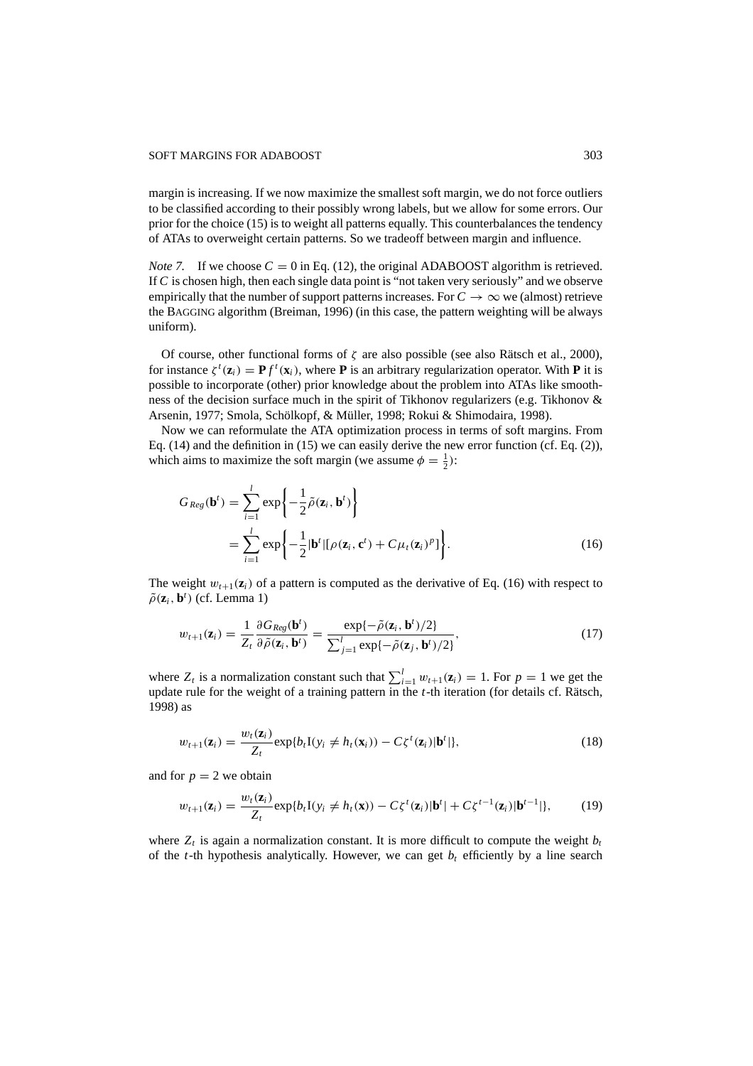margin is increasing. If we now maximize the smallest soft margin, we do not force outliers to be classified according to their possibly wrong labels, but we allow for some errors. Our prior for the choice (15) is to weight all patterns equally. This counterbalances the tendency of ATAs to overweight certain patterns. So we tradeoff between margin and influence.

*Note 7.* If we choose $C = 0$ in Eq. (12), the original ADABOOST algorithm is retrieved. If $C$ is chosen high, then each single data point is "not taken very seriously" and we observe empirically that the number of support patterns increases. For $C \to \infty$ we (almost) retrieve the BAGGING algorithm (Breiman, 1996) (in this case, the pattern weighting will be always uniform).

Of course, other functional forms of $\zeta$ are also possible (see also Rätsch et al., 2000), for instance $\zeta^t(\mathbf{z}_i) = \mathbf{P} f^t(\mathbf{x}_i)$, where $\mathbf{P}$ is an arbitrary regularization operator. With $\mathbf{P}$ it is possible to incorporate (other) prior knowledge about the problem into ATAs like smoothness of the decision surface much in the spirit of Tikhonov regularizers (e.g. Tikhonov & Arsenin, 1977; Smola, Schölkopf, & Müller, 1998; Rokui & Shimodaira, 1998).

Now we can reformulate the ATA optimization process in terms of soft margins. From Eq. (14) and the definition in (15) we can easily derive the new error function (cf. Eq. (2)), which aims to maximize the soft margin (we assume $\phi = \frac{1}{2}$):

$$
\begin{aligned}
G_{Reg}(\mathbf{b}^t) &= \sum_{i=1}^{l} \exp\left\{-\frac{1}{2}\tilde{\rho}(\mathbf{z}_i, \mathbf{b}^t)\right\} \\
&= \sum_{i=1}^{l} \exp\left\{-\frac{1}{2}|\mathbf{b}^t|[\rho(\mathbf{z}_i, \mathbf{c}^t) + C\mu_t(\mathbf{z}_i)^p]\right\}. \qquad (16)
\end{aligned}
$$

The weight $w_{t+1}(\mathbf{z}_i)$ of a pattern is computed as the derivative of Eq. (16) with respect to $\tilde{\rho}(\mathbf{z}_i, \mathbf{b}^t)$ (cf. Lemma 1)

$$
w_{t+1}(\mathbf{z}_i) = \frac{1}{Z_t}\frac{\partial G_{Reg}(\mathbf{b}^t)}{\partial \tilde{\rho}(\mathbf{z}_i, \mathbf{b}^t)} = \frac{\exp\{-\tilde{\rho}(\mathbf{z}_i, \mathbf{b}^t)/2\}}{\sum_{j=1}^{l}\exp\{-\tilde{\rho}(\mathbf{z}_j, \mathbf{b}^t)/2\}}, \qquad (17)
$$

where $Z_t$ is a normalization constant such that $\sum_{i=1}^{l} w_{t+1}(\mathbf{z}_i) = 1$. For $p = 1$ we get the update rule for the weight of a training pattern in the $t$-th iteration (for details cf. Rätsch, 1998) as

$$
w_{t+1}(\mathbf{z}_i) = \frac{w_t(\mathbf{z}_i)}{Z_t}\exp\{b_t \mathrm{I}(y_i \neq h_t(\mathbf{x}_i)) - C\zeta^t(\mathbf{z}_i)|\mathbf{b}^t|\}, \qquad (18)
$$

and for $p = 2$ we obtain

$$
w_{t+1}(\mathbf{z}_i) = \frac{w_t(\mathbf{z}_i)}{Z_t}\exp\{b_t \mathrm{I}(y_i \neq h_t(\mathbf{x})) - C\zeta^t(\mathbf{z}_i)|\mathbf{b}^t| + C\zeta^{t-1}(\mathbf{z}_i)|\mathbf{b}^{t-1}|\}, \qquad (19)
$$

where $Z_t$ is again a normalization constant. It is more difficult to compute the weight $b_t$ of the $t$-th hypothesis analytically. However, we can get $b_t$ efficiently by a line search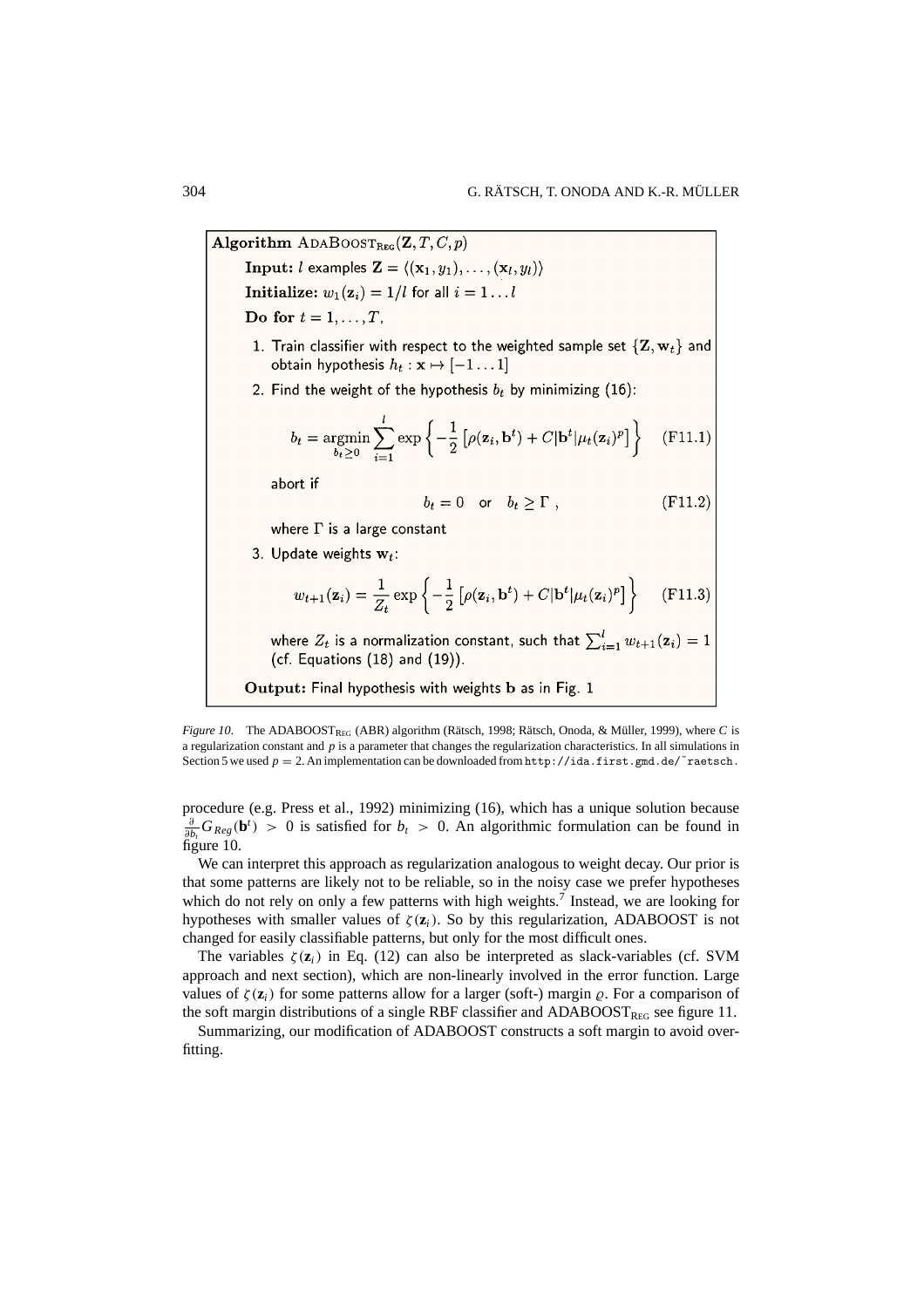**Algorithm** $\text{ADABOOST}_{\text{REG}}(\mathbf{Z}, T, C, p)$

**Input:** $l$ examples $\mathbf{Z} = \langle(\mathbf{x}_1, y_1), \ldots, (\mathbf{x}_l, y_l)\rangle$

**Initialize:** $w_1(\mathbf{z}_i) = 1/l$ for all $i = 1 \ldots l$

**Do for** $t = 1, \ldots, T$,

1. Train classifier with respect to the weighted sample set $\{\mathbf{Z}, \mathbf{w}_t\}$ and obtain hypothesis $h_t : \mathbf{x} \mapsto [-1 \ldots 1]$
2. Find the weight of the hypothesis $b_t$ by minimizing (16):

$$b_t = \underset{b_t \geq 0}{\operatorname{argmin}} \sum_{i=1}^{l} \exp\left\{-\frac{1}{2}\left[\rho(\mathbf{z}_i, \mathbf{b}^t) + C|\mathbf{b}^t|\mu_t(\mathbf{z}_i)^p\right]\right\} \qquad \text{(F11.1)}$$

abort if

$$b_t = 0 \quad \text{or} \quad b_t \geq \Gamma\ , \qquad \text{(F11.2)}$$

where $\Gamma$ is a large constant

3. Update weights $\mathbf{w}_t$:

$$w_{t+1}(\mathbf{z}_i) = \frac{1}{Z_t} \exp\left\{-\frac{1}{2}\left[\rho(\mathbf{z}_i, \mathbf{b}^t) + C|\mathbf{b}^t|\mu_t(\mathbf{z}_i)^p\right]\right\} \qquad \text{(F11.3)}$$

where $Z_t$ is a normalization constant, such that $\sum_{i=1}^{l} w_{t+1}(\mathbf{z}_i) = 1$ (cf. Equations (18) and (19)).

**Output:** Final hypothesis with weights $\mathbf{b}$ as in Fig. 1

*Figure 10.* The $\text{ADABOOST}_{\text{REG}}$ (ABR) algorithm (Rätsch, 1998; Rätsch, Onoda, & Müller, 1999), where $C$ is a regularization constant and $p$ is a parameter that changes the regularization characteristics. In all simulations in Section 5 we used $p = 2$. An implementation can be downloaded from `http://ida.first.gmd.de/~raetsch`.

procedure (e.g. Press et al., 1992) minimizing (16), which has a unique solution because $\frac{\partial}{\partial b_t} G_{Reg}(\mathbf{b}^t) > 0$ is satisfied for $b_t > 0$. An algorithmic formulation can be found in figure 10.

We can interpret this approach as regularization analogous to weight decay. Our prior is that some patterns are likely not to be reliable, so in the noisy case we prefer hypotheses which do not rely on only a few patterns with high weights.[7] Instead, we are looking for hypotheses with smaller values of $\zeta(\mathbf{z}_i)$. So by this regularization, ADABOOST is not changed for easily classifiable patterns, but only for the most difficult ones.

The variables $\zeta(\mathbf{z}_i)$ in Eq. (12) can also be interpreted as slack-variables (cf. SVM approach and next section), which are non-linearly involved in the error function. Large values of $\zeta(\mathbf{z}_i)$ for some patterns allow for a larger (soft-) margin $\varrho$. For a comparison of the soft margin distributions of a single RBF classifier and $\text{ADABOOST}_{\text{REG}}$ see figure 11.

Summarizing, our modification of ADABOOST constructs a soft margin to avoid overfitting.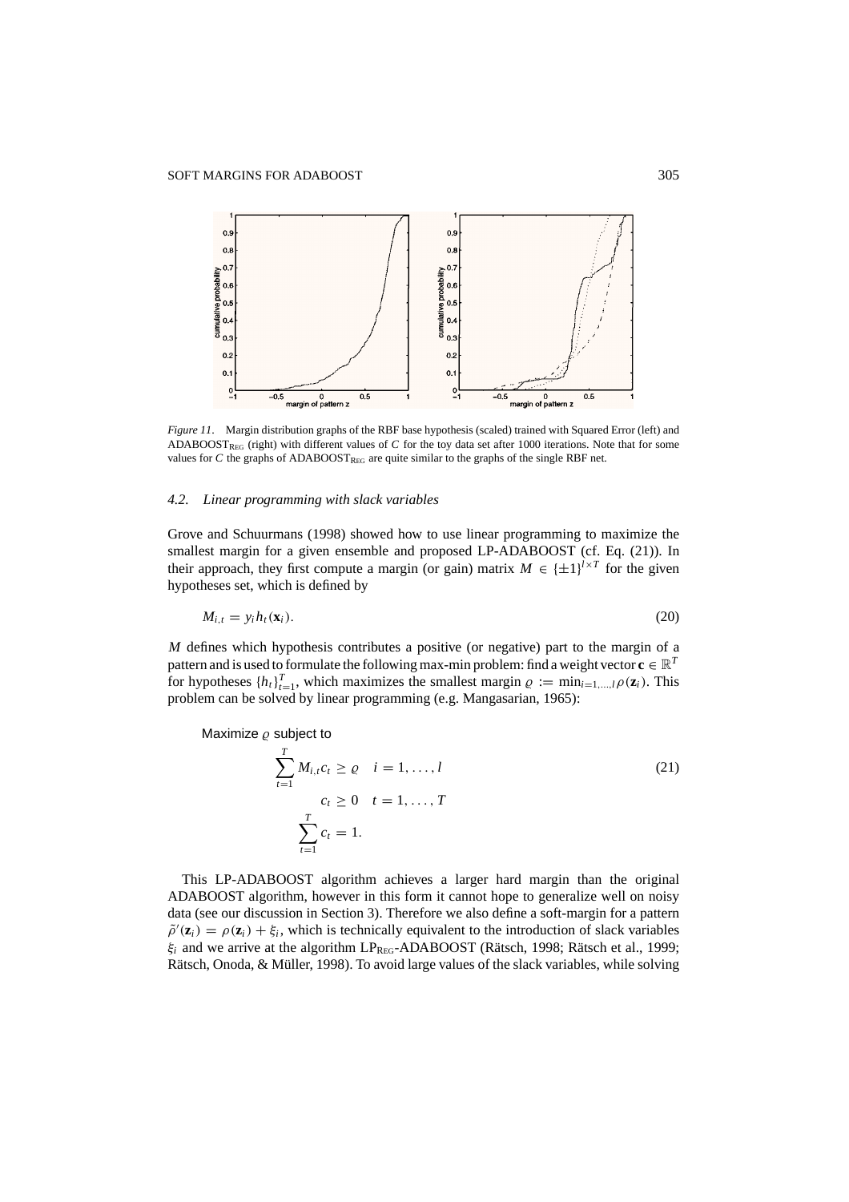*Figure 11*. Margin distribution graphs of the RBF base hypothesis (scaled) trained with Squared Error (left) and ADABOOST$_{\text{REG}}$ (right) with different values of $C$ for the toy data set after 1000 iterations. Note that for some values for $C$ the graphs of ADABOOST$_{\text{REG}}$ are quite similar to the graphs of the single RBF net.

### 4.2. Linear programming with slack variables

Grove and Schuurmans (1998) showed how to use linear programming to maximize the smallest margin for a given ensemble and proposed LP-ADABOOST (cf. Eq. (21)). In their approach, they first compute a margin (or gain) matrix $M \in \{\pm 1\}^{l \times T}$ for the given hypotheses set, which is defined by

$$M_{i,t} = y_i h_t(\mathbf{x}_i). \tag{20}$$

$M$ defines which hypothesis contributes a positive (or negative) part to the margin of a pattern and is used to formulate the following max-min problem: find a weight vector $\mathbf{c} \in \mathbb{R}^T$ for hypotheses $\{h_t\}_{t=1}^T$, which maximizes the smallest margin $\varrho := \min_{i=1,\dots,l} \rho(\mathbf{z}_i)$. This problem can be solved by linear programming (e.g. Mangasarian, 1965):

Maximize $\varrho$ subject to

$$\begin{aligned} \sum_{t=1}^{T} M_{i,t} c_t &\geq \varrho \quad i = 1, \dots, l \\ c_t &\geq 0 \quad t = 1, \dots, T \\ \sum_{t=1}^{T} c_t &= 1. \end{aligned} \tag{21}$$

This LP-ADABOOST algorithm achieves a larger hard margin than the original ADABOOST algorithm, however in this form it cannot hope to generalize well on noisy data (see our discussion in Section 3). Therefore we also define a soft-margin for a pattern $\tilde{\rho}'(\mathbf{z}_i) = \rho(\mathbf{z}_i) + \xi_i$, which is technically equivalent to the introduction of slack variables $\xi_i$ and we arrive at the algorithm LP$_{\text{REG}}$-ADABOOST (Rätsch, 1998; Rätsch et al., 1999; Rätsch, Onoda, & Müller, 1998). To avoid large values of the slack variables, while solving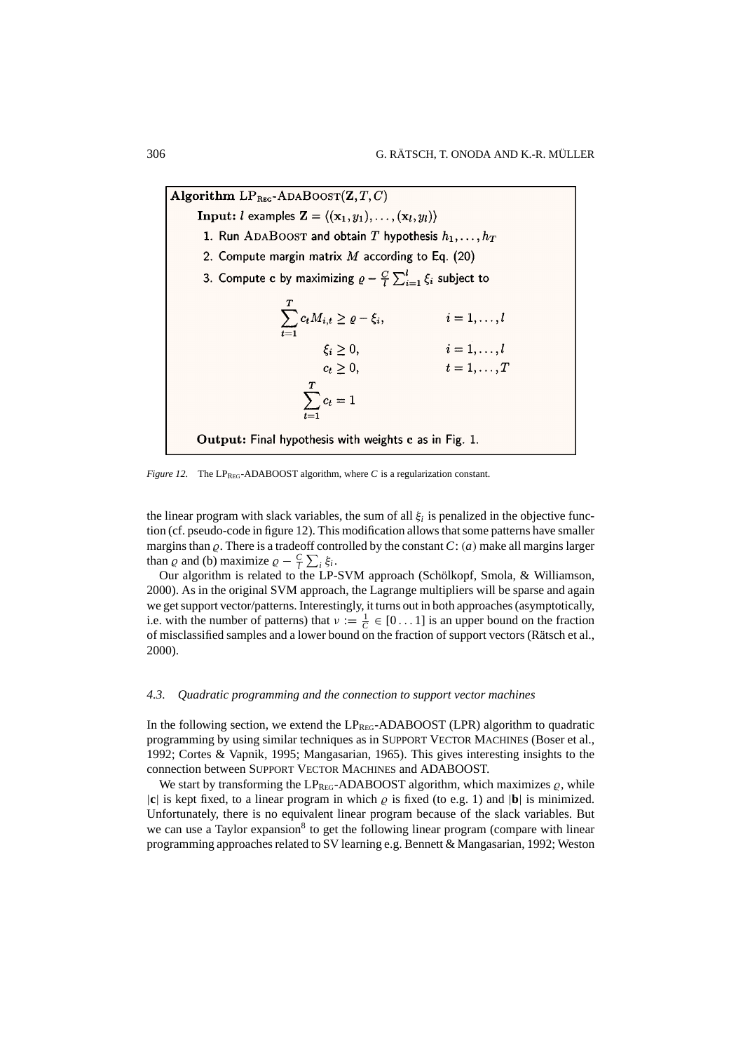**Algorithm** $\text{LP}_{\text{REG}}\text{-ADABOOST}(\mathbf{Z}, T, C)$

**Input:** $l$ examples $\mathbf{Z} = \langle(\mathbf{x}_1, y_1), \ldots, (\mathbf{x}_l, y_l)\rangle$

1. Run ADABOOST and obtain $T$ hypothesis $h_1, \ldots, h_T$
2. Compute margin matrix $M$ according to Eq. (20)
3. Compute $\mathbf{c}$ by maximizing $\varrho - \frac{C}{l}\sum_{i=1}^{l}\xi_i$ subject to

$$
\begin{aligned}
\sum_{t=1}^{T} c_t M_{i,t} &\geq \varrho - \xi_i, & i &= 1, \ldots, l \\
\xi_i &\geq 0, & i &= 1, \ldots, l \\
c_t &\geq 0, & t &= 1, \ldots, T \\
\sum_{t=1}^{T} c_t &= 1
\end{aligned}
$$

**Output:** Final hypothesis with weights $\mathbf{c}$ as in Fig. 1.

*Figure 12.* The $\text{LP}_{\text{REG}}$-ADABOOST algorithm, where $C$ is a regularization constant.

the linear program with slack variables, the sum of all $\xi_i$ is penalized in the objective function (cf. pseudo-code in figure 12). This modification allows that some patterns have smaller margins than $\varrho$. There is a tradeoff controlled by the constant $C$: $(a)$ make all margins larger than $\varrho$ and (b) maximize $\varrho - \frac{C}{l}\sum_i \xi_i$.

Our algorithm is related to the LP-SVM approach (Schölkopf, Smola, & Williamson, 2000). As in the original SVM approach, the Lagrange multipliers will be sparse and again we get support vector/patterns. Interestingly, it turns out in both approaches (asymptotically, i.e. with the number of patterns) that $\nu := \frac{1}{C} \in [0 \ldots 1]$ is an upper bound on the fraction of misclassified samples and a lower bound on the fraction of support vectors (Rätsch et al., 2000).

### 4.3. Quadratic programming and the connection to support vector machines

In the following section, we extend the $\text{LP}_{\text{REG}}$-ADABOOST (LPR) algorithm to quadratic programming by using similar techniques as in SUPPORT VECTOR MACHINES (Boser et al., 1992; Cortes & Vapnik, 1995; Mangasarian, 1965). This gives interesting insights to the connection between SUPPORT VECTOR MACHINES and ADABOOST.

We start by transforming the $\text{LP}_{\text{REG}}$-ADABOOST algorithm, which maximizes $\varrho$, while $|\mathbf{c}|$ is kept fixed, to a linear program in which $\varrho$ is fixed (to e.g. 1) and $|\mathbf{b}|$ is minimized. Unfortunately, there is no equivalent linear program because of the slack variables. But we can use a Taylor expansion[8] to get the following linear program (compare with linear programming approaches related to SV learning e.g. Bennett & Mangasarian, 1992; Weston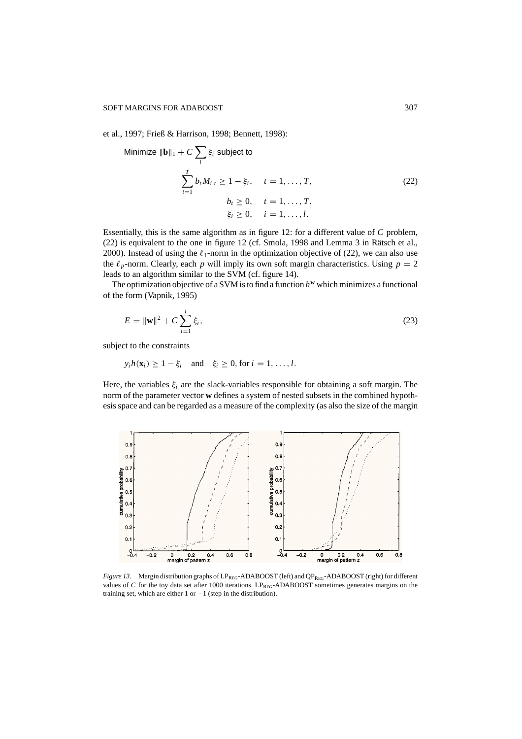et al., 1997; Frieß & Harrison, 1998; Bennett, 1998):

$$\text{Minimize } \|\mathbf{b}\|_1 + C \sum_i \xi_i \text{ subject to}$$

$$\begin{aligned} \sum_{t=1}^{T} b_t M_{i,t} &\geq 1 - \xi_i, \quad t = 1, \ldots, T, \\ b_t &\geq 0, \quad t = 1, \ldots, T, \\ \xi_i &\geq 0, \quad i = 1, \ldots, l. \end{aligned} \tag{22}$$

Essentially, this is the same algorithm as in figure 12: for a different value of $C$ problem, (22) is equivalent to the one in figure 12 (cf. Smola, 1998 and Lemma 3 in Rätsch et al., 2000). Instead of using the $\ell_1$-norm in the optimization objective of (22), we can also use the $\ell_p$-norm. Clearly, each $p$ will imply its own soft margin characteristics. Using $p = 2$ leads to an algorithm similar to the SVM (cf. figure 14).

The optimization objective of a SVM is to find a function $h^{\mathbf{w}}$ which minimizes a functional of the form (Vapnik, 1995)

$$E = \|\mathbf{w}\|^2 + C \sum_{i=1}^{l} \xi_i, \tag{23}$$

subject to the constraints

$$y_i h(\mathbf{x}_i) \geq 1 - \xi_i \quad \text{and} \quad \xi_i \geq 0, \text{ for } i = 1, \ldots, l.$$

Here, the variables $\xi_i$ are the slack-variables responsible for obtaining a soft margin. The norm of the parameter vector $\mathbf{w}$ defines a system of nested subsets in the combined hypothesis space and can be regarded as a measure of the complexity (as also the size of the margin

*Figure 13.* Margin distribution graphs of $\text{LP}_{\text{REG}}$-ADABOOST (left) and $\text{QP}_{\text{REG}}$-ADABOOST (right) for different values of $C$ for the toy data set after 1000 iterations. $\text{LP}_{\text{REG}}$-ADABOOST sometimes generates margins on the training set, which are either 1 or $-1$ (step in the distribution).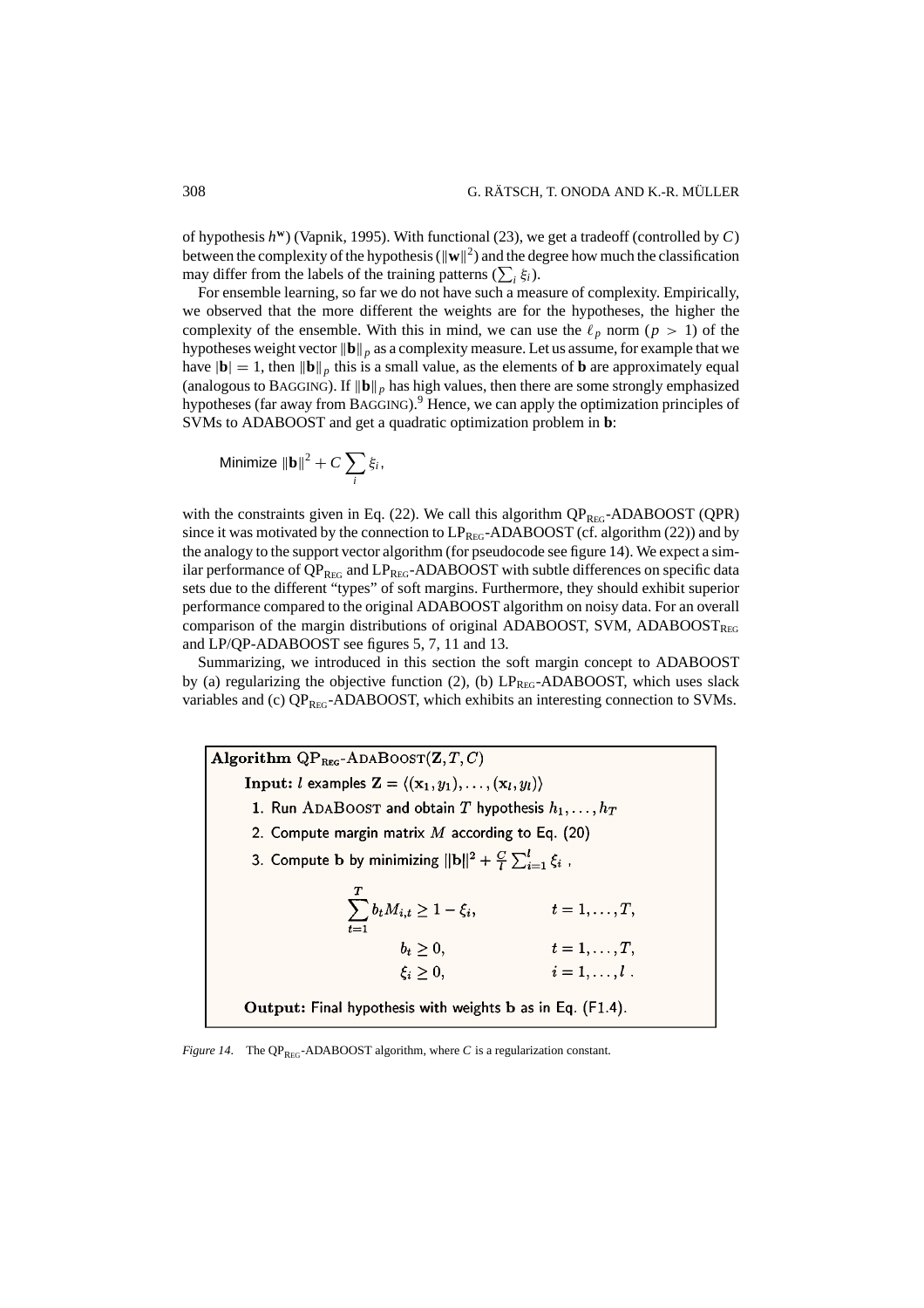of hypothesis $h^{\mathbf{w}}$) (Vapnik, 1995). With functional (23), we get a tradeoff (controlled by $C$) between the complexity of the hypothesis ($\|\mathbf{w}\|^2$) and the degree how much the classification may differ from the labels of the training patterns ($\sum_i \xi_i$).

For ensemble learning, so far we do not have such a measure of complexity. Empirically, we observed that the more different the weights are for the hypotheses, the higher the complexity of the ensemble. With this in mind, we can use the $\ell_p$ norm ($p > 1$) of the hypotheses weight vector $\|\mathbf{b}\|_p$ as a complexity measure. Let us assume, for example that we have $|\mathbf{b}| = 1$, then $\|\mathbf{b}\|_p$ this is a small value, as the elements of $\mathbf{b}$ are approximately equal (analogous to BAGGING). If $\|\mathbf{b}\|_p$ has high values, then there are some strongly emphasized hypotheses (far away from BAGGING).[9] Hence, we can apply the optimization principles of SVMs to ADABOOST and get a quadratic optimization problem in $\mathbf{b}$:

$$\text{Minimize } \|\mathbf{b}\|^2 + C \sum_i \xi_i,$$

with the constraints given in Eq. (22). We call this algorithm $\text{QP}_{\text{REG}}$-ADABOOST (QPR) since it was motivated by the connection to $\text{LP}_{\text{REG}}$-ADABOOST (cf. algorithm (22)) and by the analogy to the support vector algorithm (for pseudocode see figure 14). We expect a similar performance of $\text{QP}_{\text{REG}}$ and $\text{LP}_{\text{REG}}$-ADABOOST with subtle differences on specific data sets due to the different "types" of soft margins. Furthermore, they should exhibit superior performance compared to the original ADABOOST algorithm on noisy data. For an overall comparison of the margin distributions of original ADABOOST, SVM, $\text{ADABOOST}_{\text{REG}}$ and LP/QP-ADABOOST see figures 5, 7, 11 and 13.

Summarizing, we introduced in this section the soft margin concept to ADABOOST by (a) regularizing the objective function (2), (b) $\text{LP}_{\text{REG}}$-ADABOOST, which uses slack variables and (c) $\text{QP}_{\text{REG}}$-ADABOOST, which exhibits an interesting connection to SVMs.

---

**Algorithm** $\text{QP}_{\text{REG}}$-ADABOOST$(\mathbf{Z}, T, C)$

**Input:** $l$ examples $\mathbf{Z} = \langle(\mathbf{x}_1, y_1), \ldots, (\mathbf{x}_l, y_l)\rangle$

1. Run ADABOOST and obtain $T$ hypothesis $h_1, \ldots, h_T$
2. Compute margin matrix $M$ according to Eq. (20)
3. Compute $\mathbf{b}$ by minimizing $\|\mathbf{b}\|^2 + \frac{C}{l}\sum_{i=1}^{l} \xi_i$ ,

$$\begin{aligned}
\sum_{t=1}^{T} b_t M_{i,t} &\geq 1 - \xi_i, & t &= 1, \ldots, T, \\
b_t &\geq 0, & t &= 1, \ldots, T, \\
\xi_i &\geq 0, & i &= 1, \ldots, l\ .
\end{aligned}$$

**Output:** Final hypothesis with weights $\mathbf{b}$ as in Eq. (F1.4).

---

*Figure 14.* The $\text{QP}_{\text{REG}}$-ADABOOST algorithm, where $C$ is a regularization constant.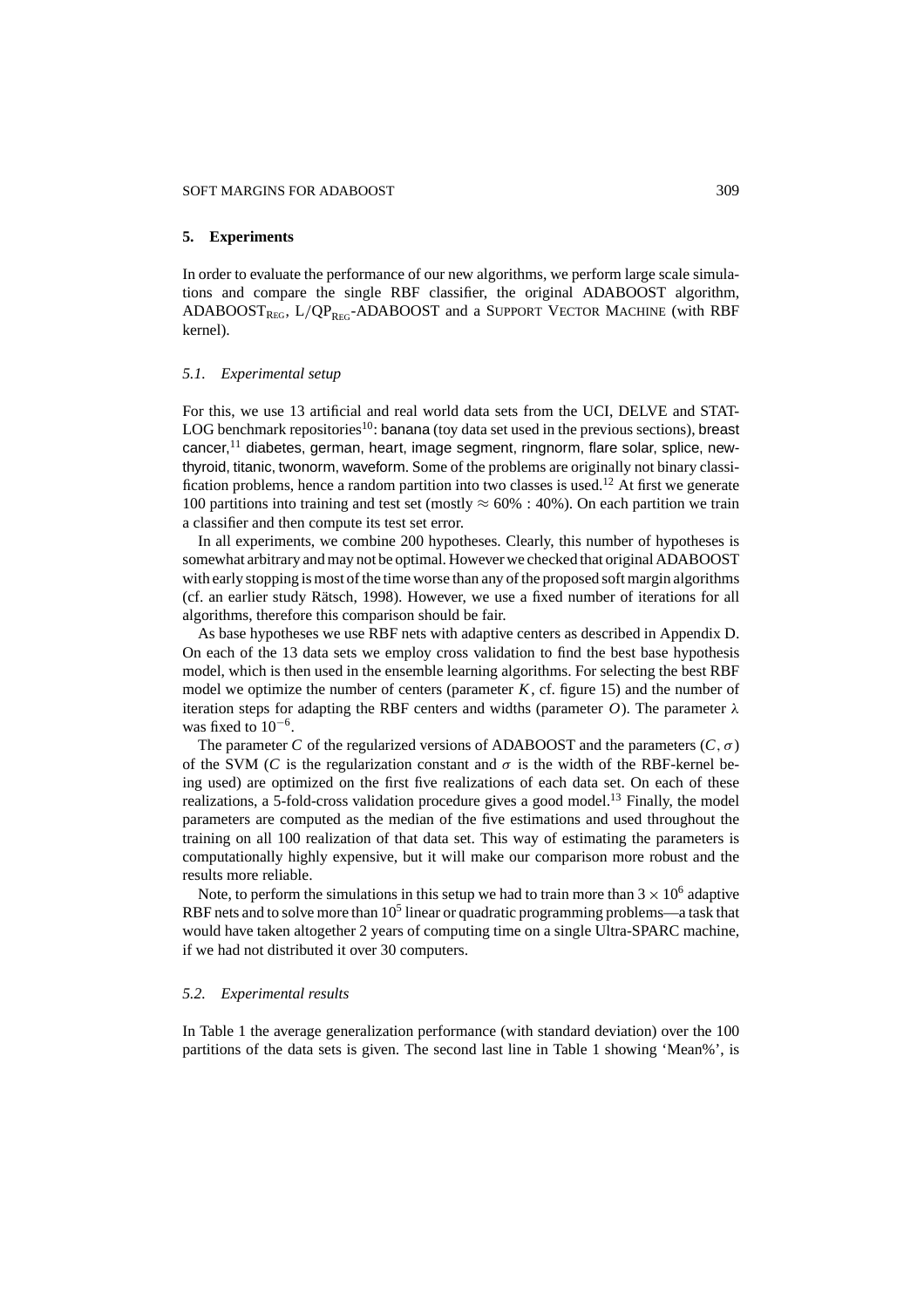## 5. Experiments

In order to evaluate the performance of our new algorithms, we perform large scale simulations and compare the single RBF classifier, the original ADABOOST algorithm, $\text{ADABOOST}_{\text{REG}}$, $\text{L/QP}_{\text{REG}}$-ADABOOST and a SUPPORT VECTOR MACHINE (with RBF kernel).

### 5.1. Experimental setup

For this, we use 13 artificial and real world data sets from the UCI, DELVE and STATLOG benchmark repositories[10]: banana (toy data set used in the previous sections), breast cancer,[11] diabetes, german, heart, image segment, ringnorm, flare solar, splice, new-thyroid, titanic, twonorm, waveform. Some of the problems are originally not binary classification problems, hence a random partition into two classes is used.[12] At first we generate 100 partitions into training and test set (mostly $\approx 60\% : 40\%$). On each partition we train a classifier and then compute its test set error.

In all experiments, we combine 200 hypotheses. Clearly, this number of hypotheses is somewhat arbitrary and may not be optimal. However we checked that original ADABOOST with early stopping is most of the time worse than any of the proposed soft margin algorithms (cf. an earlier study Rätsch, 1998). However, we use a fixed number of iterations for all algorithms, therefore this comparison should be fair.

As base hypotheses we use RBF nets with adaptive centers as described in Appendix D. On each of the 13 data sets we employ cross validation to find the best base hypothesis model, which is then used in the ensemble learning algorithms. For selecting the best RBF model we optimize the number of centers (parameter $K$, cf. figure 15) and the number of iteration steps for adapting the RBF centers and widths (parameter $O$). The parameter $\lambda$ was fixed to $10^{-6}$.

The parameter $C$ of the regularized versions of ADABOOST and the parameters $(C, \sigma)$ of the SVM ($C$ is the regularization constant and $\sigma$ is the width of the RBF-kernel being used) are optimized on the first five realizations of each data set. On each of these realizations, a 5-fold-cross validation procedure gives a good model.[13] Finally, the model parameters are computed as the median of the five estimations and used throughout the training on all 100 realization of that data set. This way of estimating the parameters is computationally highly expensive, but it will make our comparison more robust and the results more reliable.

Note, to perform the simulations in this setup we had to train more than $3 \times 10^6$ adaptive RBF nets and to solve more than $10^5$ linear or quadratic programming problems—a task that would have taken altogether 2 years of computing time on a single Ultra-SPARC machine, if we had not distributed it over 30 computers.

### 5.2. Experimental results

In Table 1 the average generalization performance (with standard deviation) over the 100 partitions of the data sets is given. The second last line in Table 1 showing 'Mean%', is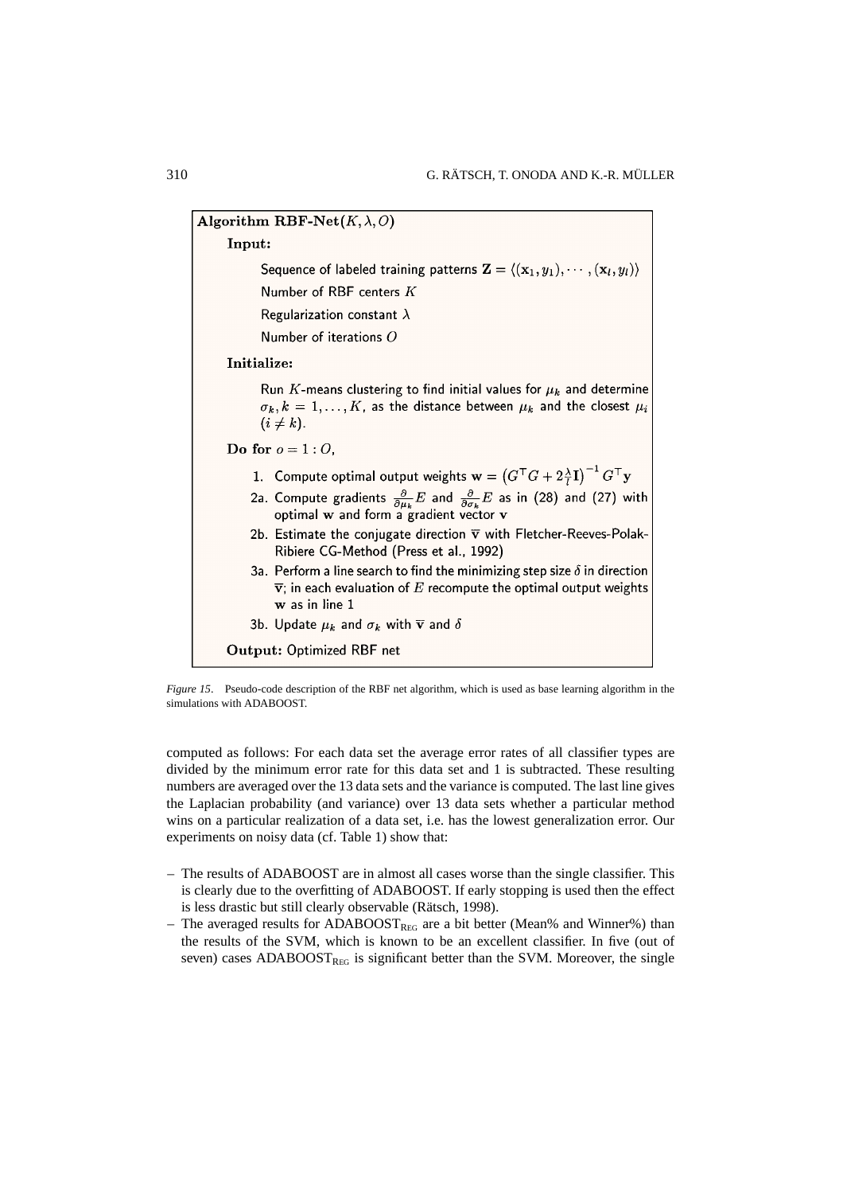**Algorithm RBF-Net**$(K, \lambda, O)$

**Input:**

Sequence of labeled training patterns $\mathbf{Z} = \langle(\mathbf{x}_1, y_1), \cdots, (\mathbf{x}_l, y_l)\rangle$

Number of RBF centers $K$

Regularization constant $\lambda$

Number of iterations $O$

**Initialize:**

Run $K$-means clustering to find initial values for $\mu_k$ and determine $\sigma_k, k = 1, \ldots, K$, as the distance between $\mu_k$ and the closest $\mu_i$ $(i \neq k)$.

**Do for** $o = 1 : O$,

1. Compute optimal output weights $\mathbf{w} = \left(G^\top G + 2\frac{\lambda}{l}\mathbf{I}\right)^{-1} G^\top \mathbf{y}$

2a. Compute gradients $\frac{\partial}{\partial \mu_k} E$ and $\frac{\partial}{\partial \sigma_k} E$ as in (28) and (27) with optimal $\mathbf{w}$ and form a gradient vector $\mathbf{v}$

2b. Estimate the conjugate direction $\overline{\mathbf{v}}$ with Fletcher-Reeves-Polak-Ribiere CG-Method (Press et al., 1992)

3a. Perform a line search to find the minimizing step size $\delta$ in direction $\overline{\mathbf{v}}$; in each evaluation of $E$ recompute the optimal output weights $\mathbf{w}$ as in line 1

3b. Update $\mu_k$ and $\sigma_k$ with $\overline{\mathbf{v}}$ and $\delta$

**Output:** Optimized RBF net

*Figure 15*. Pseudo-code description of the RBF net algorithm, which is used as base learning algorithm in the simulations with ADABOOST.

computed as follows: For each data set the average error rates of all classifier types are divided by the minimum error rate for this data set and 1 is subtracted. These resulting numbers are averaged over the 13 data sets and the variance is computed. The last line gives the Laplacian probability (and variance) over 13 data sets whether a particular method wins on a particular realization of a data set, i.e. has the lowest generalization error. Our experiments on noisy data (cf. Table 1) show that:

- The results of ADABOOST are in almost all cases worse than the single classifier. This is clearly due to the overfitting of ADABOOST. If early stopping is used then the effect is less drastic but still clearly observable (Rätsch, 1998).
- The averaged results for $\text{ADABOOST}_{\text{REG}}$ are a bit better (Mean% and Winner%) than the results of the SVM, which is known to be an excellent classifier. In five (out of seven) cases $\text{ADABOOST}_{\text{REG}}$ is significant better than the SVM. Moreover, the single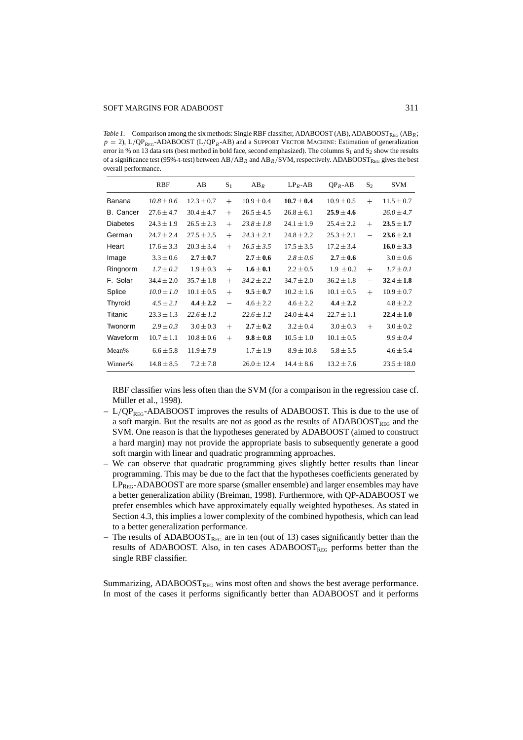*Table 1.* Comparison among the six methods: Single RBF classifier, ADABOOST (AB), ADABOOST$_{\text{REG}}$ (AB$_R$; $p = 2$), L/QP$_{\text{REG}}$-ADABOOST (L/QP$_R$-AB) and a SUPPORT VECTOR MACHINE: Estimation of generalization error in % on 13 data sets (best method in bold face, second emphasized). The columns S$_1$ and S$_2$ show the results of a significance test (95%-t-test) between AB/AB$_R$ and AB$_R$/SVM, respectively. ADABOOST$_{\text{REG}}$ gives the best overall performance.

| | RBF | AB | S$_1$ | AB$_R$ | LP$_R$-AB | QP$_R$-AB | S$_2$ | SVM |
|---|---|---|---|---|---|---|---|---|
| Banana | *10.8 ± 0.6* | 12.3 ± 0.7 | + | 10.9 ± 0.4 | **10.7 ± 0.4** | 10.9 ± 0.5 | + | 11.5 ± 0.7 |
| B. Cancer | 27.6 ± 4.7 | 30.4 ± 4.7 | + | 26.5 ± 4.5 | 26.8 ± 6.1 | **25.9 ± 4.6** | | *26.0 ± 4.7* |
| Diabetes | 24.3 ± 1.9 | 26.5 ± 2.3 | + | *23.8 ± 1.8* | 24.1 ± 1.9 | 25.4 ± 2.2 | + | **23.5 ± 1.7** |
| German | 24.7 ± 2.4 | 27.5 ± 2.5 | + | *24.3 ± 2.1* | 24.8 ± 2.2 | 25.3 ± 2.1 | − | **23.6 ± 2.1** |
| Heart | 17.6 ± 3.3 | 20.3 ± 3.4 | + | *16.5 ± 3.5* | 17.5 ± 3.5 | 17.2 ± 3.4 | | **16.0 ± 3.3** |
| Image | 3.3 ± 0.6 | **2.7 ± 0.7** | | **2.7 ± 0.6** | *2.8 ± 0.6* | **2.7 ± 0.6** | | 3.0 ± 0.6 |
| Ringnorm | *1.7 ± 0.2* | 1.9 ± 0.3 | + | **1.6 ± 0.1** | 2.2 ± 0.5 | 1.9 ± 0.2 | + | *1.7 ± 0.1* |
| F. Solar | 34.4 ± 2.0 | 35.7 ± 1.8 | + | *34.2 ± 2.2* | 34.7 ± 2.0 | 36.2 ± 1.8 | − | **32.4 ± 1.8** |
| Splice | *10.0 ± 1.0* | 10.1 ± 0.5 | + | **9.5 ± 0.7** | 10.2 ± 1.6 | 10.1 ± 0.5 | + | 10.9 ± 0.7 |
| Thyroid | *4.5 ± 2.1* | **4.4 ± 2.2** | − | 4.6 ± 2.2 | 4.6 ± 2.2 | **4.4 ± 2.2** | | 4.8 ± 2.2 |
| Titanic | 23.3 ± 1.3 | *22.6 ± 1.2* | | *22.6 ± 1.2* | 24.0 ± 4.4 | 22.7 ± 1.1 | | **22.4 ± 1.0** |
| Twonorm | *2.9 ± 0.3* | 3.0 ± 0.3 | + | **2.7 ± 0.2** | 3.2 ± 0.4 | 3.0 ± 0.3 | + | 3.0 ± 0.2 |
| Waveform | 10.7 ± 1.1 | 10.8 ± 0.6 | + | **9.8 ± 0.8** | 10.5 ± 1.0 | 10.1 ± 0.5 | | *9.9 ± 0.4* |
| Mean% | 6.6 ± 5.8 | 11.9 ± 7.9 | | 1.7 ± 1.9 | 8.9 ± 10.8 | 5.8 ± 5.5 | | 4.6 ± 5.4 |
| Winner% | 14.8 ± 8.5 | 7.2 ± 7.8 | | 26.0 ± 12.4 | 14.4 ± 8.6 | 13.2 ± 7.6 | | 23.5 ± 18.0 |

RBF classifier wins less often than the SVM (for a comparison in the regression case cf. Müller et al., 1998).

- L/QP$_{\text{REG}}$-ADABOOST improves the results of ADABOOST. This is due to the use of a soft margin. But the results are not as good as the results of ADABOOST$_{\text{REG}}$ and the SVM. One reason is that the hypotheses generated by ADABOOST (aimed to construct a hard margin) may not provide the appropriate basis to subsequently generate a good soft margin with linear and quadratic programming approaches.
- We can observe that quadratic programming gives slightly better results than linear programming. This may be due to the fact that the hypotheses coefficients generated by LP$_{\text{REG}}$-ADABOOST are more sparse (smaller ensemble) and larger ensembles may have a better generalization ability (Breiman, 1998). Furthermore, with QP-ADABOOST we prefer ensembles which have approximately equally weighted hypotheses. As stated in Section 4.3, this implies a lower complexity of the combined hypothesis, which can lead to a better generalization performance.
- The results of ADABOOST$_{\text{REG}}$ are in ten (out of 13) cases significantly better than the results of ADABOOST. Also, in ten cases ADABOOST$_{\text{REG}}$ performs better than the single RBF classifier.

Summarizing, ADABOOST$_{\text{REG}}$ wins most often and shows the best average performance. In most of the cases it performs significantly better than ADABOOST and it performs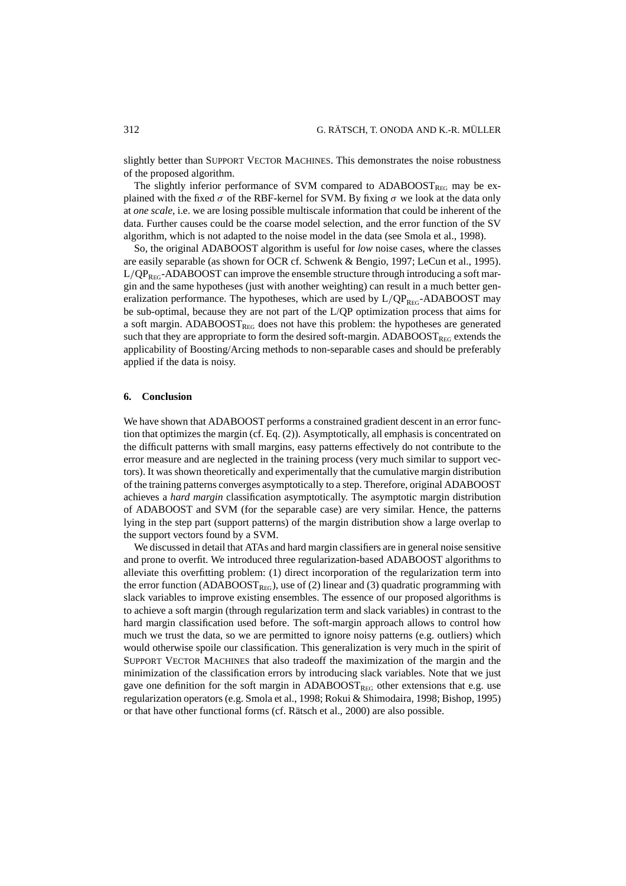slightly better than SUPPORT VECTOR MACHINES. This demonstrates the noise robustness of the proposed algorithm.

The slightly inferior performance of SVM compared to $\text{ADABOOST}_{\text{REG}}$ may be explained with the fixed $\sigma$ of the RBF-kernel for SVM. By fixing $\sigma$ we look at the data only at *one scale*, i.e. we are losing possible multiscale information that could be inherent of the data. Further causes could be the coarse model selection, and the error function of the SV algorithm, which is not adapted to the noise model in the data (see Smola et al., 1998).

So, the original ADABOOST algorithm is useful for *low* noise cases, where the classes are easily separable (as shown for OCR cf. Schwenk & Bengio, 1997; LeCun et al., 1995). $\text{L/QP}_{\text{REG}}$-ADABOOST can improve the ensemble structure through introducing a soft margin and the same hypotheses (just with another weighting) can result in a much better generalization performance. The hypotheses, which are used by $\text{L/QP}_{\text{REG}}$-ADABOOST may be sub-optimal, because they are not part of the L/QP optimization process that aims for a soft margin. $\text{ADABOOST}_{\text{REG}}$ does not have this problem: the hypotheses are generated such that they are appropriate to form the desired soft-margin. $\text{ADABOOST}_{\text{REG}}$ extends the applicability of Boosting/Arcing methods to non-separable cases and should be preferably applied if the data is noisy.

## 6. Conclusion

We have shown that ADABOOST performs a constrained gradient descent in an error function that optimizes the margin (cf. Eq. (2)). Asymptotically, all emphasis is concentrated on the difficult patterns with small margins, easy patterns effectively do not contribute to the error measure and are neglected in the training process (very much similar to support vectors). It was shown theoretically and experimentally that the cumulative margin distribution of the training patterns converges asymptotically to a step. Therefore, original ADABOOST achieves a *hard margin* classification asymptotically. The asymptotic margin distribution of ADABOOST and SVM (for the separable case) are very similar. Hence, the patterns lying in the step part (support patterns) of the margin distribution show a large overlap to the support vectors found by a SVM.

We discussed in detail that ATAs and hard margin classifiers are in general noise sensitive and prone to overfit. We introduced three regularization-based ADABOOST algorithms to alleviate this overfitting problem: (1) direct incorporation of the regularization term into the error function ($\text{ADABOOST}_{\text{REG}}$), use of (2) linear and (3) quadratic programming with slack variables to improve existing ensembles. The essence of our proposed algorithms is to achieve a soft margin (through regularization term and slack variables) in contrast to the hard margin classification used before. The soft-margin approach allows to control how much we trust the data, so we are permitted to ignore noisy patterns (e.g. outliers) which would otherwise spoile our classification. This generalization is very much in the spirit of SUPPORT VECTOR MACHINES that also tradeoff the maximization of the margin and the minimization of the classification errors by introducing slack variables. Note that we just gave one definition for the soft margin in $\text{ADABOOST}_{\text{REG}}$ other extensions that e.g. use regularization operators (e.g. Smola et al., 1998; Rokui & Shimodaira, 1998; Bishop, 1995) or that have other functional forms (cf. Rätsch et al., 2000) are also possible.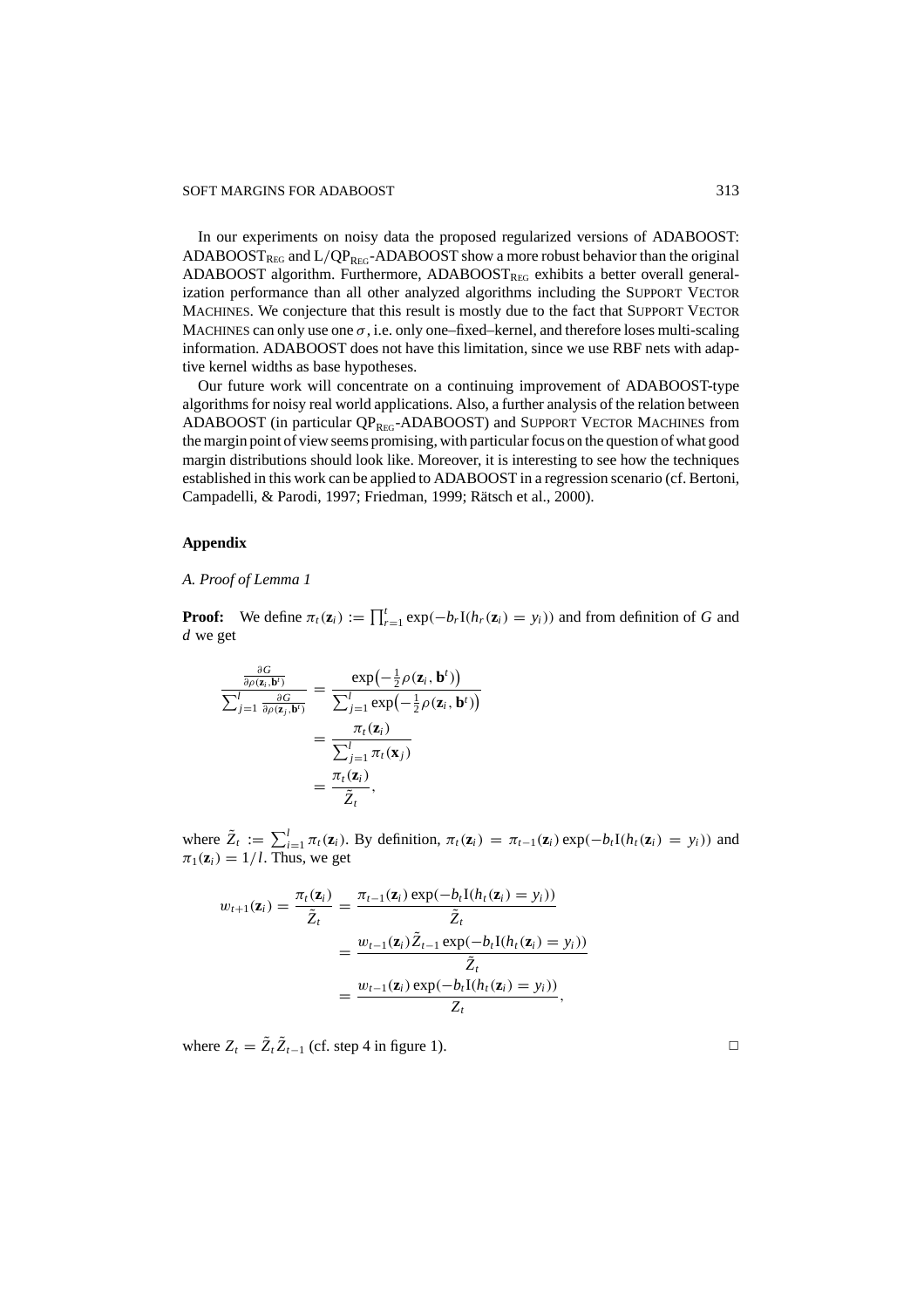In our experiments on noisy data the proposed regularized versions of ADABOOST: $\text{ADABOOST}_{\text{REG}}$ and $\text{L}/\text{QP}_{\text{REG}}$-ADABOOST show a more robust behavior than the original ADABOOST algorithm. Furthermore, $\text{ADABOOST}_{\text{REG}}$ exhibits a better overall generalization performance than all other analyzed algorithms including the SUPPORT VECTOR MACHINES. We conjecture that this result is mostly due to the fact that SUPPORT VECTOR MACHINES can only use one $\sigma$, i.e. only one–fixed–kernel, and therefore loses multi-scaling information. ADABOOST does not have this limitation, since we use RBF nets with adaptive kernel widths as base hypotheses.

Our future work will concentrate on a continuing improvement of ADABOOST-type algorithms for noisy real world applications. Also, a further analysis of the relation between ADABOOST (in particular $\text{QP}_{\text{REG}}$-ADABOOST) and SUPPORT VECTOR MACHINES from the margin point of view seems promising, with particular focus on the question of what good margin distributions should look like. Moreover, it is interesting to see how the techniques established in this work can be applied to ADABOOST in a regression scenario (cf. Bertoni, Campadelli, & Parodi, 1997; Friedman, 1999; Rätsch et al., 2000).

## Appendix

### *A. Proof of Lemma 1*

**Proof:** We define $\pi_t(\mathbf{z}_i) := \prod_{r=1}^{t} \exp(-b_r \mathrm{I}(h_r(\mathbf{z}_i) = y_i))$ and from definition of $G$ and $d$ we get

$$
\begin{aligned}
\frac{\frac{\partial G}{\partial \rho(\mathbf{z}_i, \mathbf{b}^t)}}{\sum_{j=1}^{l} \frac{\partial G}{\partial \rho(\mathbf{z}_j, \mathbf{b}^t)}} &= \frac{\exp\left(-\frac{1}{2}\rho(\mathbf{z}_i, \mathbf{b}^t)\right)}{\sum_{j=1}^{l} \exp\left(-\frac{1}{2}\rho(\mathbf{z}_i, \mathbf{b}^t)\right)} \\
&= \frac{\pi_t(\mathbf{z}_i)}{\sum_{j=1}^{l} \pi_t(\mathbf{x}_j)} \\
&= \frac{\pi_t(\mathbf{z}_i)}{\tilde{Z}_t},
\end{aligned}
$$

where $\tilde{Z}_t := \sum_{i=1}^{l} \pi_t(\mathbf{z}_i)$. By definition, $\pi_t(\mathbf{z}_i) = \pi_{t-1}(\mathbf{z}_i) \exp(-b_t \mathrm{I}(h_t(\mathbf{z}_i) = y_i))$ and $\pi_1(\mathbf{z}_i) = 1/l$. Thus, we get

$$
\begin{aligned}
w_{t+1}(\mathbf{z}_i) = \frac{\pi_t(\mathbf{z}_i)}{\tilde{Z}_t} &= \frac{\pi_{t-1}(\mathbf{z}_i) \exp(-b_t \mathrm{I}(h_t(\mathbf{z}_i) = y_i))}{\tilde{Z}_t} \\
&= \frac{w_{t-1}(\mathbf{z}_i) \tilde{Z}_{t-1} \exp(-b_t \mathrm{I}(h_t(\mathbf{z}_i) = y_i))}{\tilde{Z}_t} \\
&= \frac{w_{t-1}(\mathbf{z}_i) \exp(-b_t \mathrm{I}(h_t(\mathbf{z}_i) = y_i))}{Z_t},
\end{aligned}
$$

where $Z_t = \tilde{Z}_t \tilde{Z}_{t-1}$ (cf. step 4 in figure 1). $\square$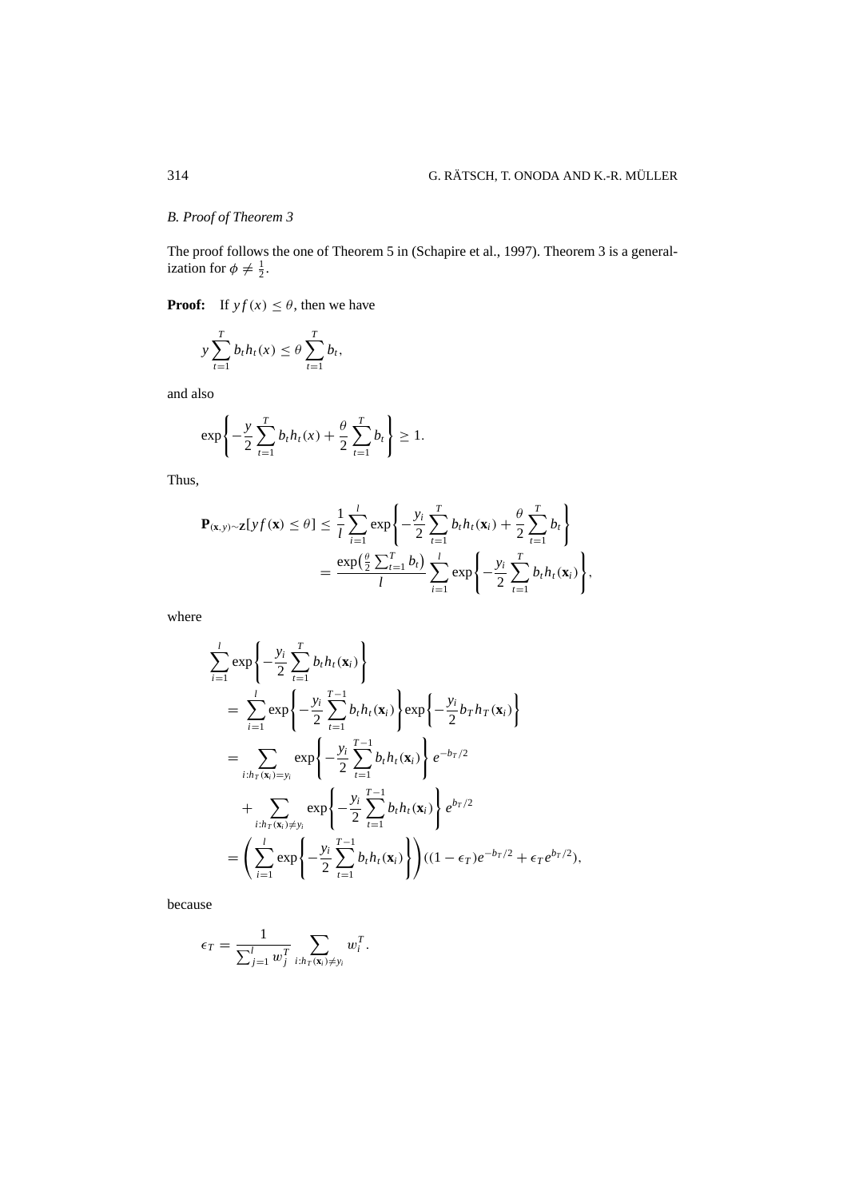## B. Proof of Theorem 3

The proof follows the one of Theorem 5 in (Schapire et al., 1997). Theorem 3 is a generalization for $\phi \neq \frac{1}{2}$.

**Proof:** If $yf(x) \leq \theta$, then we have

$$
y \sum_{t=1}^{T} b_t h_t(x) \leq \theta \sum_{t=1}^{T} b_t,
$$

and also

$$
\exp\left\{ -\frac{y}{2} \sum_{t=1}^{T} b_t h_t(x) + \frac{\theta}{2} \sum_{t=1}^{T} b_t \right\} \geq 1.
$$

Thus,

$$
\begin{aligned}
\mathbf{P}_{(\mathbf{x},y)\sim \mathbf{Z}}[yf(\mathbf{x}) \leq \theta] &\leq \frac{1}{l} \sum_{i=1}^{l} \exp\left\{ -\frac{y_i}{2} \sum_{t=1}^{T} b_t h_t(\mathbf{x}_i) + \frac{\theta}{2} \sum_{t=1}^{T} b_t \right\} \\
&= \frac{\exp\left(\frac{\theta}{2} \sum_{t=1}^{T} b_t\right)}{l} \sum_{i=1}^{l} \exp\left\{ -\frac{y_i}{2} \sum_{t=1}^{T} b_t h_t(\mathbf{x}_i) \right\},
\end{aligned}
$$

where

$$
\begin{aligned}
&\sum_{i=1}^{l} \exp\left\{ -\frac{y_i}{2} \sum_{t=1}^{T} b_t h_t(\mathbf{x}_i) \right\} \\
&\quad = \sum_{i=1}^{l} \exp\left\{ -\frac{y_i}{2} \sum_{t=1}^{T-1} b_t h_t(\mathbf{x}_i) \right\} \exp\left\{ -\frac{y_i}{2} b_T h_T(\mathbf{x}_i) \right\} \\
&\quad = \sum_{i:h_T(\mathbf{x}_i)=y_i} \exp\left\{ -\frac{y_i}{2} \sum_{t=1}^{T-1} b_t h_t(\mathbf{x}_i) \right\} e^{-b_T/2} \\
&\qquad + \sum_{i:h_T(\mathbf{x}_i)\neq y_i} \exp\left\{ -\frac{y_i}{2} \sum_{t=1}^{T-1} b_t h_t(\mathbf{x}_i) \right\} e^{b_T/2} \\
&\quad = \left( \sum_{i=1}^{l} \exp\left\{ -\frac{y_i}{2} \sum_{t=1}^{T-1} b_t h_t(\mathbf{x}_i) \right\} \right) ((1-\epsilon_T) e^{-b_T/2} + \epsilon_T e^{b_T/2}),
\end{aligned}
$$

because

$$
\epsilon_T = \frac{1}{\sum_{j=1}^{l} w_j^T} \sum_{i:h_T(\mathbf{x}_i)\neq y_i} w_i^T.
$$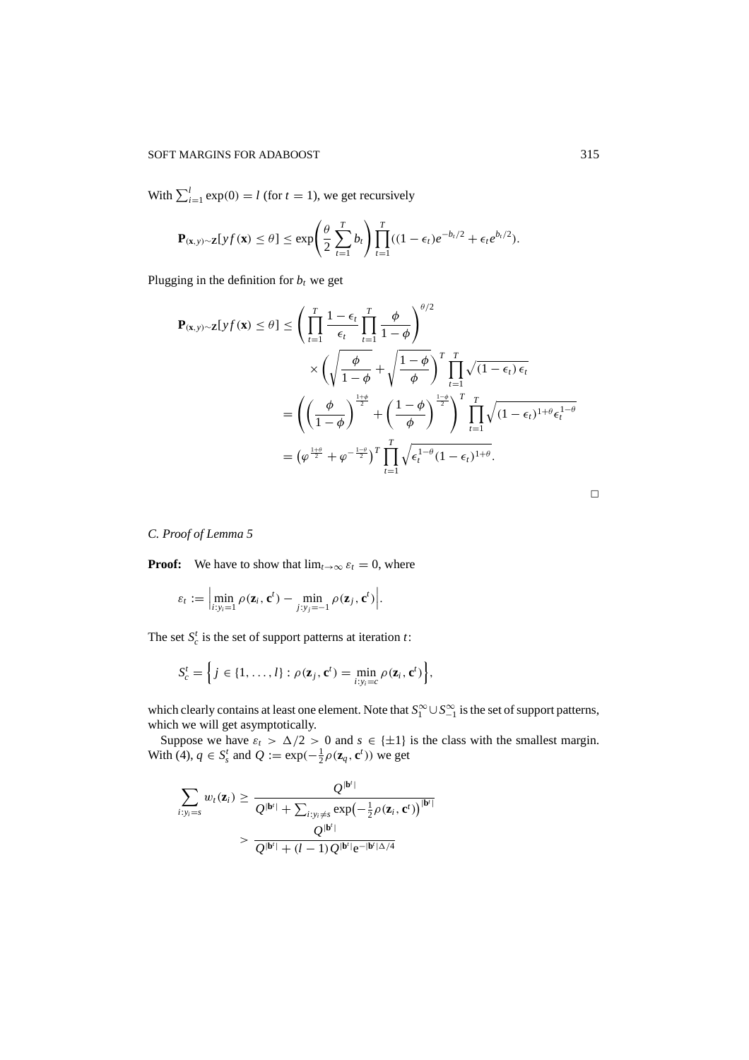With $\sum_{i=1}^{l} \exp(0) = l$ (for $t = 1$), we get recursively

$$\mathbf{P}_{(\mathbf{x},y)\sim \mathbf{Z}}[yf(\mathbf{x}) \leq \theta] \leq \exp\left(\frac{\theta}{2}\sum_{t=1}^{T} b_t\right)\prod_{t=1}^{T}((1-\epsilon_t)e^{-b_t/2} + \epsilon_t e^{b_t/2}).$$

Plugging in the definition for $b_t$ we get

$$\begin{aligned}
\mathbf{P}_{(\mathbf{x},y)\sim \mathbf{Z}}[yf(\mathbf{x}) \leq \theta] &\leq \left(\prod_{t=1}^{T}\frac{1-\epsilon_t}{\epsilon_t}\prod_{t=1}^{T}\frac{\phi}{1-\phi}\right)^{\theta/2} \\
&\quad \times \left(\sqrt{\frac{\phi}{1-\phi}} + \sqrt{\frac{1-\phi}{\phi}}\right)^{T}\prod_{t=1}^{T}\sqrt{(1-\epsilon_t)\,\epsilon_t} \\
&= \left(\left(\frac{\phi}{1-\phi}\right)^{\frac{1+\phi}{2}} + \left(\frac{1-\phi}{\phi}\right)^{\frac{1-\phi}{2}}\right)^{T}\prod_{t=1}^{T}\sqrt{(1-\epsilon_t)^{1+\theta}\epsilon_t^{1-\theta}} \\
&= \left(\varphi^{\frac{1+\theta}{2}} + \varphi^{-\frac{1-\theta}{2}}\right)^{T}\prod_{t=1}^{T}\sqrt{\epsilon_t^{1-\theta}(1-\epsilon_t)^{1+\theta}}.
\end{aligned}$$

□

## C. Proof of Lemma 5

**Proof:** We have to show that $\lim_{t\to\infty} \varepsilon_t = 0$, where

$$\varepsilon_t := \left|\min_{i:y_i=1}\rho(\mathbf{z}_i, \mathbf{c}^t) - \min_{j:y_j=-1}\rho(\mathbf{z}_j, \mathbf{c}^t)\right|.$$

The set $S_c^t$ is the set of support patterns at iteration $t$:

$$S_c^t = \left\{j \in \{1,\ldots,l\} : \rho(\mathbf{z}_j, \mathbf{c}^t) = \min_{i:y_i=c}\rho(\mathbf{z}_i, \mathbf{c}^t)\right\},$$

which clearly contains at least one element. Note that $S_1^\infty \cup S_{-1}^\infty$ is the set of support patterns, which we will get asymptotically.

Suppose we have $\varepsilon_t > \Delta/2 > 0$ and $s \in \{\pm 1\}$ is the class with the smallest margin. With (4), $q \in S_s^t$ and $Q := \exp(-\frac{1}{2}\rho(\mathbf{z}_q, \mathbf{c}^t))$ we get

$$\begin{aligned}
\sum_{i:y_i=s} w_t(\mathbf{z}_i) &\geq \frac{Q^{|\mathbf{b}^t|}}{Q^{|\mathbf{b}^t|} + \sum_{i:y_i\neq s}\exp\left(-\frac{1}{2}\rho(\mathbf{z}_i, \mathbf{c}^t)\right)^{|\mathbf{b}^t|}} \\
&> \frac{Q^{|\mathbf{b}^t|}}{Q^{|\mathbf{b}^t|} + (l-1)Q^{|\mathbf{b}^t|}\mathrm{e}^{-|\mathbf{b}^t|\Delta/4}}
\end{aligned}$$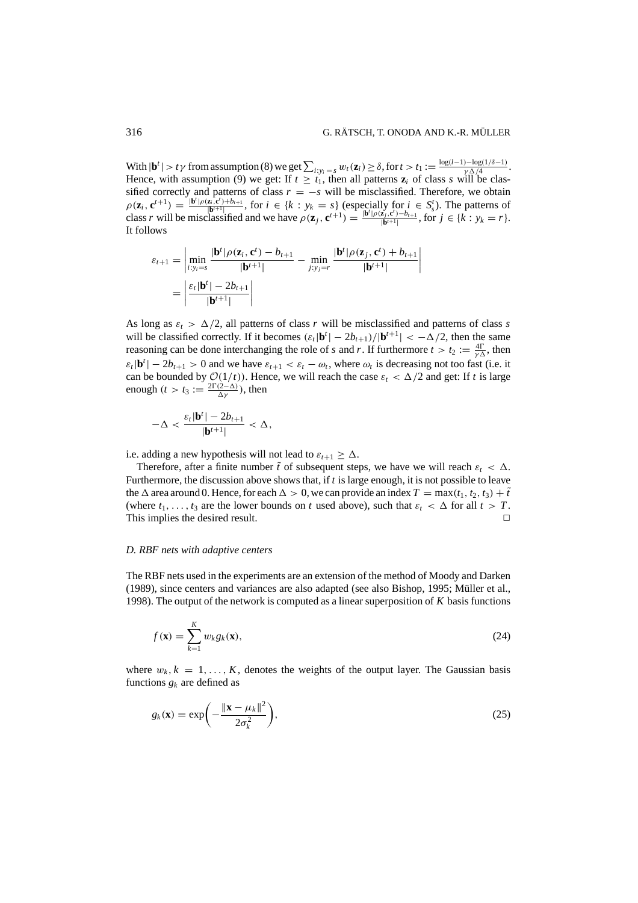With $|\mathbf{b}^t| > t\gamma$ from assumption (8) we get $\sum_{i:y_i=s} w_t(\mathbf{z}_i) \geq \delta$, for $t > t_1 := \frac{\log(l-1)-\log(1/\delta-1)}{\gamma\Delta/4}$. Hence, with assumption (9) we get: If $t \geq t_1$, then all patterns $\mathbf{z}_i$ of class $s$ will be classified correctly and patterns of class $r = -s$ will be misclassified. Therefore, we obtain $\rho(\mathbf{z}_i, \mathbf{c}^{t+1}) = \frac{|\mathbf{b}^t|\rho(\mathbf{z}_i,\mathbf{c}^t)+b_{t+1}}{|\mathbf{b}^{t+1}|}$, for $i \in \{k : y_k = s\}$ (especially for $i \in S_s^t$). The patterns of class $r$ will be misclassified and we have $\rho(\mathbf{z}_j, \mathbf{c}^{t+1}) = \frac{|\mathbf{b}^t|\rho(\mathbf{z}_j,\mathbf{c}^t)-b_{t+1}}{|\mathbf{b}^{t+1}|}$, for $j \in \{k : y_k = r\}$. It follows

$$\begin{aligned}
\varepsilon_{t+1} &= \left| \min_{i:y_i=s} \frac{|\mathbf{b}^t|\rho(\mathbf{z}_i, \mathbf{c}^t) - b_{t+1}}{|\mathbf{b}^{t+1}|} - \min_{j:y_j=r} \frac{|\mathbf{b}^t|\rho(\mathbf{z}_j, \mathbf{c}^t) + b_{t+1}}{|\mathbf{b}^{t+1}|} \right| \\
&= \left| \frac{\varepsilon_t|\mathbf{b}^t| - 2b_{t+1}}{|\mathbf{b}^{t+1}|} \right|
\end{aligned}$$

As long as $\varepsilon_t > \Delta/2$, all patterns of class $r$ will be misclassified and patterns of class $s$ will be classified correctly. If it becomes $(\varepsilon_t|\mathbf{b}^t| - 2b_{t+1})/|\mathbf{b}^{t+1}| < -\Delta/2$, then the same reasoning can be done interchanging the role of $s$ and $r$. If furthermore $t > t_2 := \frac{4\Gamma}{\gamma\Delta}$, then $\varepsilon_t|\mathbf{b}^t| - 2b_{t+1} > 0$ and we have $\varepsilon_{t+1} < \varepsilon_t - \omega_t$, where $\omega_t$ is decreasing not too fast (i.e. it can be bounded by $\mathcal{O}(1/t)$). Hence, we will reach the case $\varepsilon_t < \Delta/2$ and get: If $t$ is large enough ($t > t_3 := \frac{2\Gamma(2-\Delta)}{\Delta\gamma}$), then

$$-\Delta < \frac{\varepsilon_t|\mathbf{b}^t| - 2b_{t+1}}{|\mathbf{b}^{t+1}|} < \Delta,$$

i.e. adding a new hypothesis will not lead to $\varepsilon_{t+1} \geq \Delta$.

Therefore, after a finite number $\tilde{t}$ of subsequent steps, we have we will reach $\varepsilon_t < \Delta$. Furthermore, the discussion above shows that, if $t$ is large enough, it is not possible to leave the $\Delta$ area around 0. Hence, for each $\Delta > 0$, we can provide an index $T = \max(t_1, t_2, t_3) + \tilde{t}$ (where $t_1, \ldots, t_3$ are the lower bounds on $t$ used above), such that $\varepsilon_t < \Delta$ for all $t > T$. This implies the desired result. □

### D. RBF nets with adaptive centers

The RBF nets used in the experiments are an extension of the method of Moody and Darken (1989), since centers and variances are also adapted (see also Bishop, 1995; Müller et al., 1998). The output of the network is computed as a linear superposition of $K$ basis functions

$$f(\mathbf{x}) = \sum_{k=1}^{K} w_k g_k(\mathbf{x}), \tag{24}$$

where $w_k, k = 1, \ldots, K$, denotes the weights of the output layer. The Gaussian basis functions $g_k$ are defined as

$$g_k(\mathbf{x}) = \exp\left(-\frac{\|\mathbf{x} - \mu_k\|^2}{2\sigma_k^2}\right), \tag{25}$$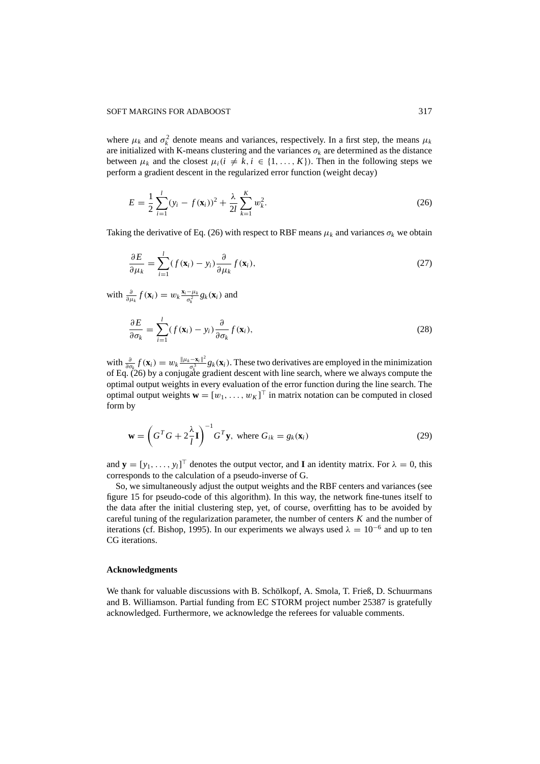where $\mu_k$ and $\sigma_k^2$ denote means and variances, respectively. In a first step, the means $\mu_k$ are initialized with K-means clustering and the variances $\sigma_k$ are determined as the distance between $\mu_k$ and the closest $\mu_i (i \neq k, i \in \{1, \ldots, K\})$. Then in the following steps we perform a gradient descent in the regularized error function (weight decay)

$$E = \frac{1}{2} \sum_{i=1}^{l} (y_i - f(\mathbf{x}_i))^2 + \frac{\lambda}{2l} \sum_{k=1}^{K} w_k^2. \tag{26}$$

Taking the derivative of Eq. (26) with respect to RBF means $\mu_k$ and variances $\sigma_k$ we obtain

$$\frac{\partial E}{\partial \mu_k} = \sum_{i=1}^{l} (f(\mathbf{x}_i) - y_i) \frac{\partial}{\partial \mu_k} f(\mathbf{x}_i), \tag{27}$$

with $\frac{\partial}{\partial \mu_k} f(\mathbf{x}_i) = w_k \frac{\mathbf{x}_i - \mu_k}{\sigma_k^2} g_k(\mathbf{x}_i)$ and

$$\frac{\partial E}{\partial \sigma_k} = \sum_{i=1}^{l} (f(\mathbf{x}_i) - y_i) \frac{\partial}{\partial \sigma_k} f(\mathbf{x}_i), \tag{28}$$

with $\frac{\partial}{\partial \sigma_k} f(\mathbf{x}_i) = w_k \frac{\|\mu_k - \mathbf{x}_i\|^2}{\sigma_k^3} g_k(\mathbf{x}_i)$. These two derivatives are employed in the minimization of Eq. (26) by a conjugate gradient descent with line search, where we always compute the optimal output weights in every evaluation of the error function during the line search. The optimal output weights $\mathbf{w} = [w_1, \ldots, w_K]^\top$ in matrix notation can be computed in closed form by

$$\mathbf{w} = \left( G^T G + 2\frac{\lambda}{l} \mathbf{I} \right)^{-1} G^T \mathbf{y}, \text{ where } G_{ik} = g_k(\mathbf{x}_i) \tag{29}$$

and $\mathbf{y} = [y_1, \ldots, y_l]^\top$ denotes the output vector, and $\mathbf{I}$ an identity matrix. For $\lambda = 0$, this corresponds to the calculation of a pseudo-inverse of G.

So, we simultaneously adjust the output weights and the RBF centers and variances (see figure 15 for pseudo-code of this algorithm). In this way, the network fine-tunes itself to the data after the initial clustering step, yet, of course, overfitting has to be avoided by careful tuning of the regularization parameter, the number of centers $K$ and the number of iterations (cf. Bishop, 1995). In our experiments we always used $\lambda = 10^{-6}$ and up to ten CG iterations.

## Acknowledgments

We thank for valuable discussions with B. Schölkopf, A. Smola, T. Frieß, D. Schuurmans and B. Williamson. Partial funding from EC STORM project number 25387 is gratefully acknowledged. Furthermore, we acknowledge the referees for valuable comments.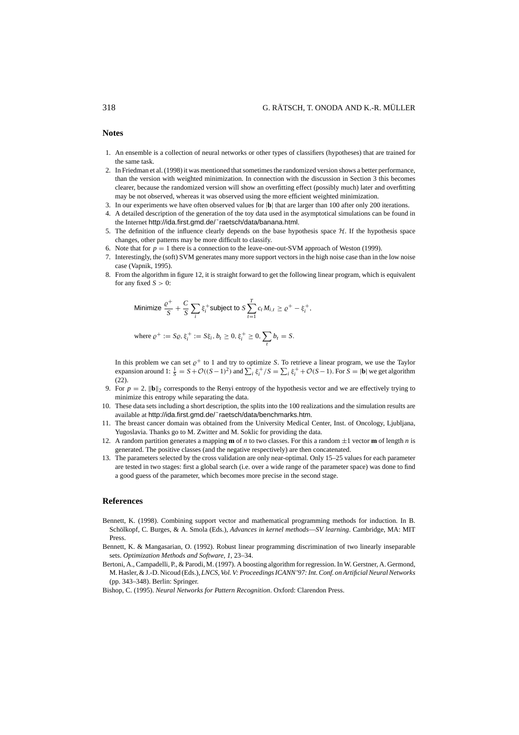## Notes

1. An ensemble is a collection of neural networks or other types of classifiers (hypotheses) that are trained for the same task.
2. In Friedman et al. (1998) it was mentioned that sometimes the randomized version shows a better performance, than the version with weighted minimization. In connection with the discussion in Section 3 this becomes clearer, because the randomized version will show an overfitting effect (possibly much) later and overfitting may be not observed, whereas it was observed using the more efficient weighted minimization.
3. In our experiments we have often observed values for $|\mathbf{b}|$ that are larger than 100 after only 200 iterations.
4. A detailed description of the generation of the toy data used in the asymptotical simulations can be found in the Internet http://ida.first.gmd.de/˜raetsch/data/banana.html.
5. The definition of the influence clearly depends on the base hypothesis space $\mathcal{H}$. If the hypothesis space changes, other patterns may be more difficult to classify.
6. Note that for $p = 1$ there is a connection to the leave-one-out-SVM approach of Weston (1999).
7. Interestingly, the (soft) SVM generates many more support vectors in the high noise case than in the low noise case (Vapnik, 1995).
8. From the algorithm in figure 12, it is straight forward to get the following linear program, which is equivalent for any fixed $S > 0$:

$$\text{Minimize } \frac{\varrho^+}{S} + \frac{C}{S}\sum_i \xi_i^+ \text{subject to } S\sum_{t=1}^{T} c_t M_{i,t} \geq \varrho^+ - \xi_i^+,$$

$$\text{where } \varrho^+ := S\varrho, \xi_i^+ := S\xi_i, b_t \geq 0, \xi_i^+ \geq 0, \sum_t b_t = S.$$

   In this problem we can set $\varrho^+$ to 1 and try to optimize $S$. To retrieve a linear program, we use the Taylor expansion around 1: $\frac{1}{S} = S + \mathcal{O}((S-1)^2)$ and $\sum_i \xi_i^+/S = \sum_i \xi_i^+ + \mathcal{O}(S-1)$. For $S = |\mathbf{b}|$ we get algorithm (22).
9. For $p = 2$, $\|\mathbf{b}\|_2$ corresponds to the Renyi entropy of the hypothesis vector and we are effectively trying to minimize this entropy while separating the data.
10. These data sets including a short description, the splits into the 100 realizations and the simulation results are available at http://ida.first.gmd.de/˜raetsch/data/benchmarks.htm.
11. The breast cancer domain was obtained from the University Medical Center, Inst. of Oncology, Ljubljana, Yugoslavia. Thanks go to M. Zwitter and M. Soklic for providing the data.
12. A random partition generates a mapping $\mathbf{m}$ of $n$ to two classes. For this a random $\pm 1$ vector $\mathbf{m}$ of length $n$ is generated. The positive classes (and the negative respectively) are then concatenated.
13. The parameters selected by the cross validation are only near-optimal. Only 15–25 values for each parameter are tested in two stages: first a global search (i.e. over a wide range of the parameter space) was done to find a good guess of the parameter, which becomes more precise in the second stage.

## References

Bennett, K. (1998). Combining support vector and mathematical programming methods for induction. In B. Schölkopf, C. Burges, & A. Smola (Eds.), *Advances in kernel methods—SV learning*. Cambridge, MA: MIT Press.

Bennett, K. & Mangasarian, O. (1992). Robust linear programming discrimination of two linearly inseparable sets. *Optimization Methods and Software, 1*, 23–34.

Bertoni, A., Campadelli, P., & Parodi, M. (1997). A boosting algorithm for regression. In W. Gerstner, A. Germond, M. Hasler, & J.-D. Nicoud (Eds.), *LNCS, Vol. V: Proceedings ICANN'97: Int. Conf. on Artificial Neural Networks* (pp. 343–348). Berlin: Springer.

Bishop, C. (1995). *Neural Networks for Pattern Recognition*. Oxford: Clarendon Press.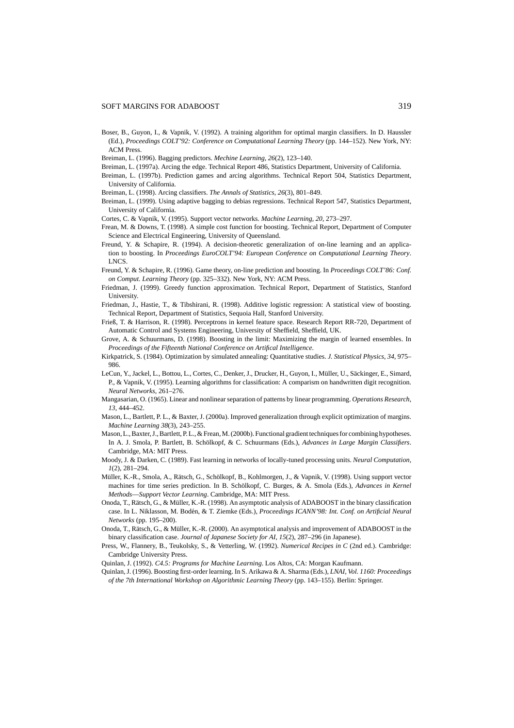Boser, B., Guyon, I., & Vapnik, V. (1992). A training algorithm for optimal margin classifiers. In D. Haussler (Ed.), *Proceedings COLT'92: Conference on Computational Learning Theory* (pp. 144–152). New York, NY: ACM Press.

Breiman, L. (1996). Bagging predictors. *Mechine Learning, 26*(2), 123–140.

Breiman, L. (1997a). Arcing the edge. Technical Report 486, Statistics Department, University of California.

Breiman, L. (1997b). Prediction games and arcing algorithms. Technical Report 504, Statistics Department, University of California.

Breiman, L. (1998). Arcing classifiers. *The Annals of Statistics, 26*(3), 801–849.

Breiman, L. (1999). Using adaptive bagging to debias regressions. Technical Report 547, Statistics Department, University of California.

Cortes, C. & Vapnik, V. (1995). Support vector networks. *Machine Learning, 20*, 273–297.

Frean, M. & Downs, T. (1998). A simple cost function for boosting. Technical Report, Department of Computer Science and Electrical Engineering, University of Queensland.

Freund, Y. & Schapire, R. (1994). A decision-theoretic generalization of on-line learning and an application to boosting. In *Proceedings EuroCOLT'94: European Conference on Computational Learning Theory*. LNCS.

Freund, Y. & Schapire, R. (1996). Game theory, on-line prediction and boosting. In *Proceedings COLT'86: Conf. on Comput. Learning Theory* (pp. 325–332). New York, NY: ACM Press.

Friedman, J. (1999). Greedy function approximation. Technical Report, Department of Statistics, Stanford University.

Friedman, J., Hastie, T., & Tibshirani, R. (1998). Additive logistic regression: A statistical view of boosting. Technical Report, Department of Statistics, Sequoia Hall, Stanford University.

Frieß, T. & Harrison, R. (1998). Perceptrons in kernel feature space. Research Report RR-720, Department of Automatic Control and Systems Engineering, University of Sheffield, Sheffield, UK.

Grove, A. & Schuurmans, D. (1998). Boosting in the limit: Maximizing the margin of learned ensembles. In *Proceedings of the Fifteenth National Conference on Artifical Intelligence*.

Kirkpatrick, S. (1984). Optimization by simulated annealing: Quantitative studies. *J. Statistical Physics, 34*, 975–986.

LeCun, Y., Jackel, L., Bottou, L., Cortes, C., Denker, J., Drucker, H., Guyon, I., Müller, U., Säckinger, E., Simard, P., & Vapnik, V. (1995). Learning algorithms for classification: A comparism on handwritten digit recognition. *Neural Networks*, 261–276.

Mangasarian, O. (1965). Linear and nonlinear separation of patterns by linear programming. *Operations Research, 13*, 444–452.

Mason, L., Bartlett, P. L., & Baxter, J. (2000a). Improved generalization through explicit optimization of margins. *Machine Learning 38*(3), 243–255.

Mason, L., Baxter, J., Bartlett, P. L., & Frean, M. (2000b). Functional gradient techniques for combining hypotheses. In A. J. Smola, P. Bartlett, B. Schölkopf, & C. Schuurmans (Eds.), *Advances in Large Margin Classifiers*. Cambridge, MA: MIT Press.

Moody, J. & Darken, C. (1989). Fast learning in networks of locally-tuned processing units. *Neural Computation, 1*(2), 281–294.

Müller, K.-R., Smola, A., Rätsch, G., Schölkopf, B., Kohlmorgen, J., & Vapnik, V. (1998). Using support vector machines for time series prediction. In B. Schölkopf, C. Burges, & A. Smola (Eds.), *Advances in Kernel Methods—Support Vector Learning*. Cambridge, MA: MIT Press.

Onoda, T., Rätsch, G., & Müller, K.-R. (1998). An asymptotic analysis of ADABOOST in the binary classification case. In L. Niklasson, M. Bodén, & T. Ziemke (Eds.), *Proceedings ICANN'98: Int. Conf. on Artificial Neural Networks* (pp. 195–200).

Onoda, T., Rätsch, G., & Müller, K.-R. (2000). An asymptotical analysis and improvement of ADABOOST in the binary classification case. *Journal of Japanese Society for AI, 15*(2), 287–296 (in Japanese).

Press, W., Flannery, B., Teukolsky, S., & Vetterling, W. (1992). *Numerical Recipes in C* (2nd ed.). Cambridge: Cambridge University Press.

Quinlan, J. (1992). *C4.5: Programs for Machine Learning*. Los Altos, CA: Morgan Kaufmann.

Quinlan, J. (1996). Boosting first-order learning. In S. Arikawa & A. Sharma (Eds.), *LNAI, Vol. 1160: Proceedings of the 7th International Workshop on Algorithmic Learning Theory* (pp. 143–155). Berlin: Springer.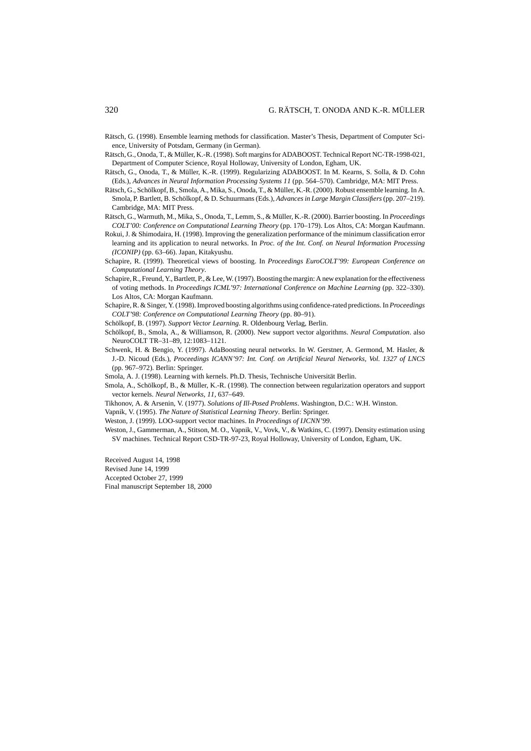Rätsch, G. (1998). Ensemble learning methods for classification. Master's Thesis, Department of Computer Science, University of Potsdam, Germany (in German).

Rätsch, G., Onoda, T., & Müller, K.-R. (1998). Soft margins for ADABOOST. Technical Report NC-TR-1998-021, Department of Computer Science, Royal Holloway, University of London, Egham, UK.

Rätsch, G., Onoda, T., & Müller, K.-R. (1999). Regularizing ADABOOST. In M. Kearns, S. Solla, & D. Cohn (Eds.), *Advances in Neural Information Processing Systems 11* (pp. 564–570). Cambridge, MA: MIT Press.

Rätsch, G., Schölkopf, B., Smola, A., Mika, S., Onoda, T., & Müller, K.-R. (2000). Robust ensemble learning. In A. Smola, P. Bartlett, B. Schölkopf, & D. Schuurmans (Eds.), *Advances in Large Margin Classifiers* (pp. 207–219). Cambridge, MA: MIT Press.

Rätsch, G., Warmuth, M., Mika, S., Onoda, T., Lemm, S., & Müller, K.-R. (2000). Barrier boosting. In *Proceedings COLT'00: Conference on Computational Learning Theory* (pp. 170–179). Los Altos, CA: Morgan Kaufmann.

Rokui, J. & Shimodaira, H. (1998). Improving the generalization performance of the minimum classification error learning and its application to neural networks. In *Proc. of the Int. Conf. on Neural Information Processing (ICONIP)* (pp. 63–66). Japan, Kitakyushu.

Schapire, R. (1999). Theoretical views of boosting. In *Proceedings EuroCOLT'99: European Conference on Computational Learning Theory*.

Schapire, R., Freund, Y., Bartlett, P., & Lee, W. (1997). Boosting the margin: A new explanation for the effectiveness of voting methods. In *Proceedings ICML'97: International Conference on Machine Learning* (pp. 322–330). Los Altos, CA: Morgan Kaufmann.

Schapire, R. & Singer, Y. (1998). Improved boosting algorithms using confidence-rated predictions. In *Proceedings COLT'98: Conference on Computational Learning Theory* (pp. 80–91).

Schölkopf, B. (1997). *Support Vector Learning*. R. Oldenbourg Verlag, Berlin.

Schölkopf, B., Smola, A., & Williamson, R. (2000). New support vector algorithms. *Neural Computation*. also NeuroCOLT TR–31–89, 12:1083–1121.

Schwenk, H. & Bengio, Y. (1997). AdaBoosting neural networks. In W. Gerstner, A. Germond, M. Hasler, & J.-D. Nicoud (Eds.), *Proceedings ICANN'97: Int. Conf. on Artificial Neural Networks, Vol. 1327 of LNCS* (pp. 967–972). Berlin: Springer.

Smola, A. J. (1998). Learning with kernels. Ph.D. Thesis, Technische Universität Berlin.

Smola, A., Schölkopf, B., & Müller, K.-R. (1998). The connection between regularization operators and support vector kernels. *Neural Networks, 11*, 637–649.

Tikhonov, A. & Arsenin, V. (1977). *Solutions of Ill-Posed Problems*. Washington, D.C.: W.H. Winston.

Vapnik, V. (1995). *The Nature of Statistical Learning Theory*. Berlin: Springer.

Weston, J. (1999). LOO-support vector machines. In *Proceedings of IJCNN'99*.

Weston, J., Gammerman, A., Stitson, M. O., Vapnik, V., Vovk, V., & Watkins, C. (1997). Density estimation using SV machines. Technical Report CSD-TR-97-23, Royal Holloway, University of London, Egham, UK.

Received August 14, 1998
Revised June 14, 1999
Accepted October 27, 1999
Final manuscript September 18, 2000